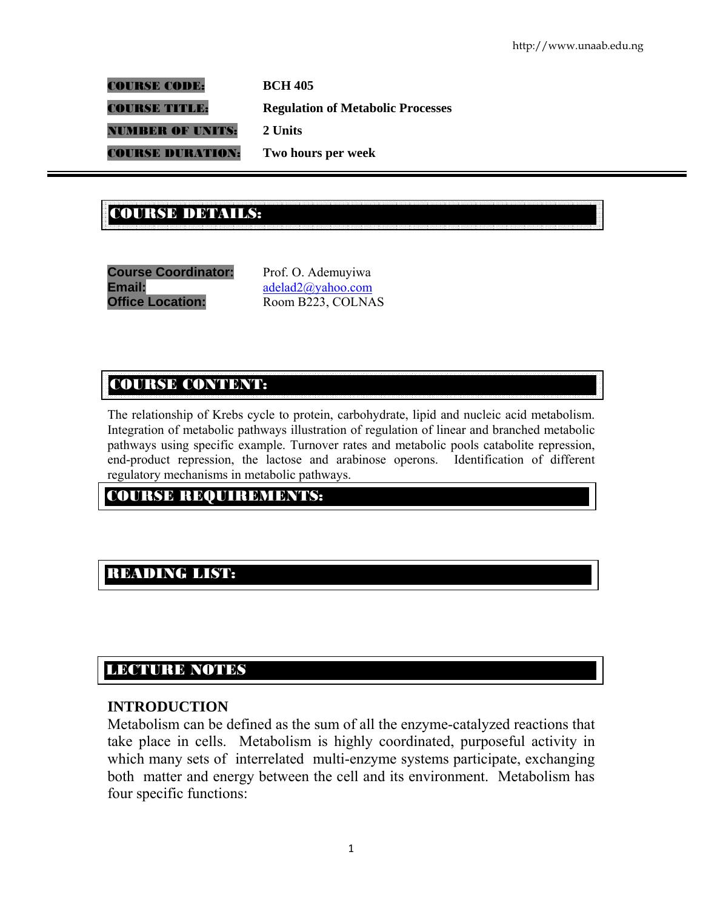| | |
|---|---|
| **COURSE CODE:** | **BCH 405** |
| **COURSE TITLE:** | **Regulation of Metabolic Processes** |
| **NUMBER OF UNITS:** | **2 Units** |
| **COURSE DURATION:** | **Two hours per week** |

## COURSE DETAILS:

| | |
|---|---|
| **Course Coordinator:** | Prof. O. Ademuyiwa |
| **Email:** | adelad2@yahoo.com |
| **Office Location:** | Room B223, COLNAS |

## COURSE CONTENT:

The relationship of Krebs cycle to protein, carbohydrate, lipid and nucleic acid metabolism. Integration of metabolic pathways illustration of regulation of linear and branched metabolic pathways using specific example. Turnover rates and metabolic pools catabolite repression, end-product repression, the lactose and arabinose operons. Identification of different regulatory mechanisms in metabolic pathways.

## COURSE REQUIREMENTS:

## READING LIST:

## LECTURE NOTES

### INTRODUCTION

Metabolism can be defined as the sum of all the enzyme-catalyzed reactions that take place in cells. Metabolism is highly coordinated, purposeful activity in which many sets of interrelated multi-enzyme systems participate, exchanging both matter and energy between the cell and its environment. Metabolism has four specific functions: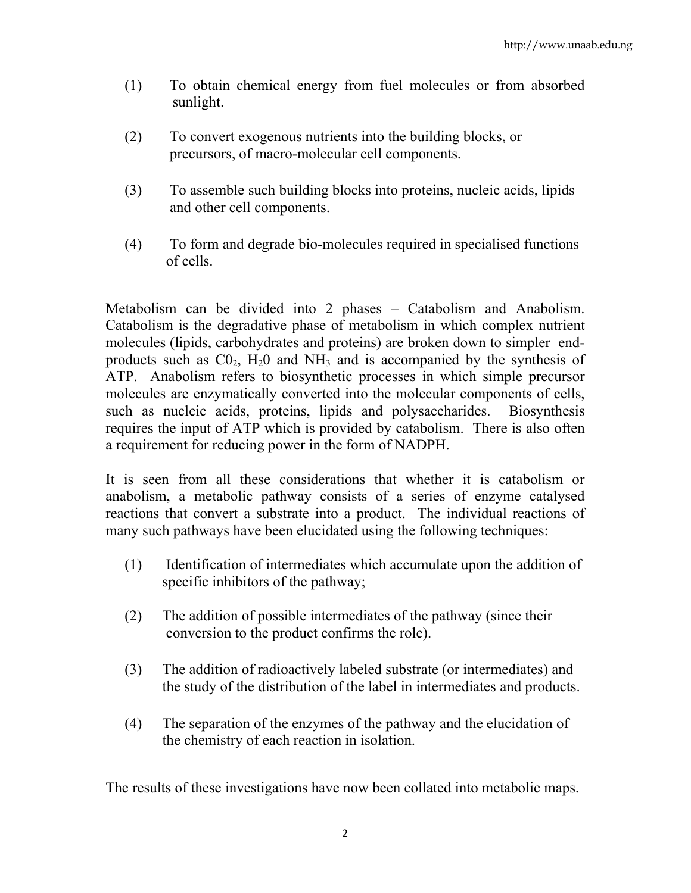(1) To obtain chemical energy from fuel molecules or from absorbed sunlight.

(2) To convert exogenous nutrients into the building blocks, or precursors, of macro-molecular cell components.

(3) To assemble such building blocks into proteins, nucleic acids, lipids and other cell components.

(4) To form and degrade bio-molecules required in specialised functions of cells.

Metabolism can be divided into 2 phases – Catabolism and Anabolism. Catabolism is the degradative phase of metabolism in which complex nutrient molecules (lipids, carbohydrates and proteins) are broken down to simpler end-products such as $CO_2$, $H_2O$ and $NH_3$ and is accompanied by the synthesis of ATP. Anabolism refers to biosynthetic processes in which simple precursor molecules are enzymatically converted into the molecular components of cells, such as nucleic acids, proteins, lipids and polysaccharides. Biosynthesis requires the input of ATP which is provided by catabolism. There is also often a requirement for reducing power in the form of NADPH.

It is seen from all these considerations that whether it is catabolism or anabolism, a metabolic pathway consists of a series of enzyme catalysed reactions that convert a substrate into a product. The individual reactions of many such pathways have been elucidated using the following techniques:

(1) Identification of intermediates which accumulate upon the addition of specific inhibitors of the pathway;

(2) The addition of possible intermediates of the pathway (since their conversion to the product confirms the role).

(3) The addition of radioactively labeled substrate (or intermediates) and the study of the distribution of the label in intermediates and products.

(4) The separation of the enzymes of the pathway and the elucidation of the chemistry of each reaction in isolation.

The results of these investigations have now been collated into metabolic maps.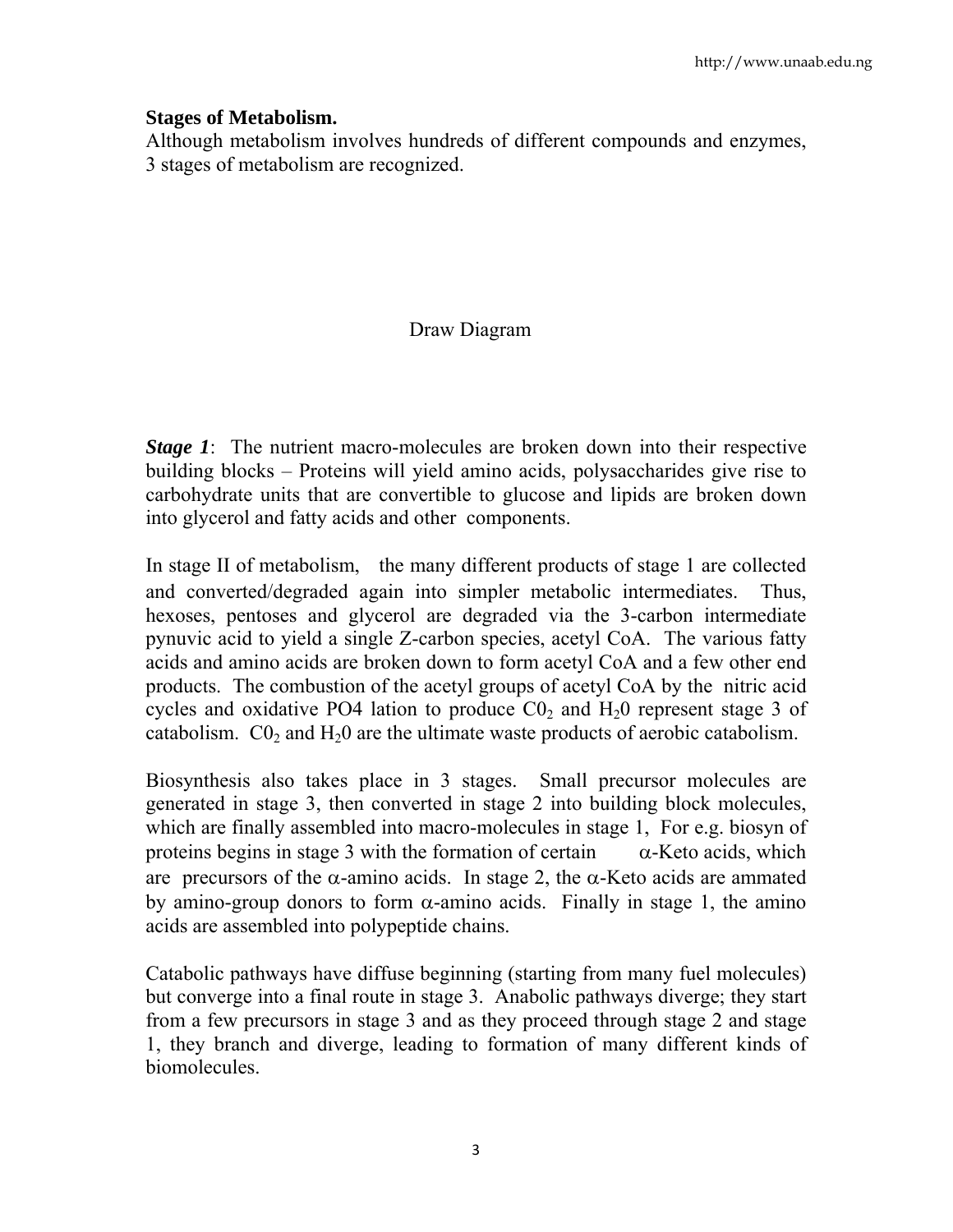**Stages of Metabolism.**

Although metabolism involves hundreds of different compounds and enzymes, 3 stages of metabolism are recognized.

Draw Diagram

***Stage 1***: The nutrient macro-molecules are broken down into their respective building blocks – Proteins will yield amino acids, polysaccharides give rise to carbohydrate units that are convertible to glucose and lipids are broken down into glycerol and fatty acids and other components.

In stage II of metabolism, the many different products of stage 1 are collected and converted/degraded again into simpler metabolic intermediates. Thus, hexoses, pentoses and glycerol are degraded via the 3-carbon intermediate pynuvic acid to yield a single Z-carbon species, acetyl CoA. The various fatty acids and amino acids are broken down to form acetyl CoA and a few other end products. The combustion of the acetyl groups of acetyl CoA by the nitric acid cycles and oxidative PO4 lation to produce $C0_2$ and $H_20$ represent stage 3 of catabolism. $C0_2$ and $H_20$ are the ultimate waste products of aerobic catabolism.

Biosynthesis also takes place in 3 stages. Small precursor molecules are generated in stage 3, then converted in stage 2 into building block molecules, which are finally assembled into macro-molecules in stage 1, For e.g. biosyn of proteins begins in stage 3 with the formation of certain $\alpha$-Keto acids, which are precursors of the $\alpha$-amino acids. In stage 2, the $\alpha$-Keto acids are ammated by amino-group donors to form $\alpha$-amino acids. Finally in stage 1, the amino acids are assembled into polypeptide chains.

Catabolic pathways have diffuse beginning (starting from many fuel molecules) but converge into a final route in stage 3. Anabolic pathways diverge; they start from a few precursors in stage 3 and as they proceed through stage 2 and stage 1, they branch and diverge, leading to formation of many different kinds of biomolecules.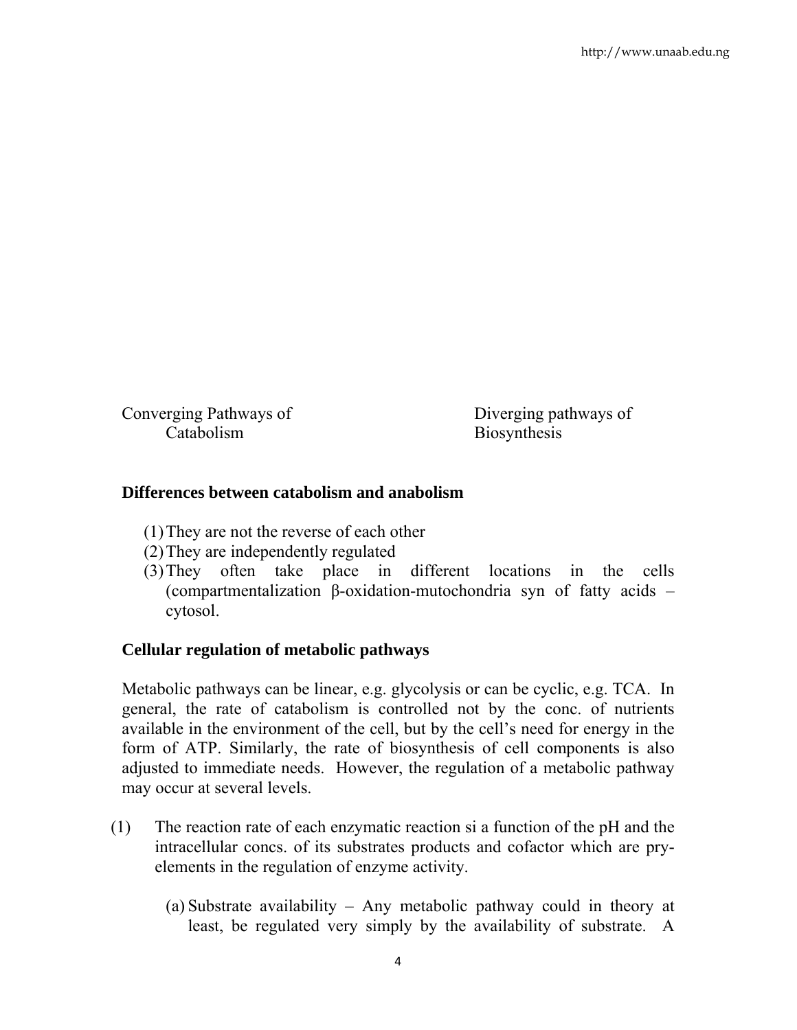Converging Pathways of Catabolism

Diverging pathways of Biosynthesis

**Differences between catabolism and anabolism**

(1) They are not the reverse of each other
(2) They are independently regulated
(3) They often take place in different locations in the cells (compartmentalization β-oxidation-mutochondria syn of fatty acids – cytosol.

**Cellular regulation of metabolic pathways**

Metabolic pathways can be linear, e.g. glycolysis or can be cyclic, e.g. TCA. In general, the rate of catabolism is controlled not by the conc. of nutrients available in the environment of the cell, but by the cell's need for energy in the form of ATP. Similarly, the rate of biosynthesis of cell components is also adjusted to immediate needs. However, the regulation of a metabolic pathway may occur at several levels.

(1) The reaction rate of each enzymatic reaction si a function of the pH and the intracellular concs. of its substrates products and cofactor which are pry-elements in the regulation of enzyme activity.

   (a) Substrate availability – Any metabolic pathway could in theory at least, be regulated very simply by the availability of substrate. A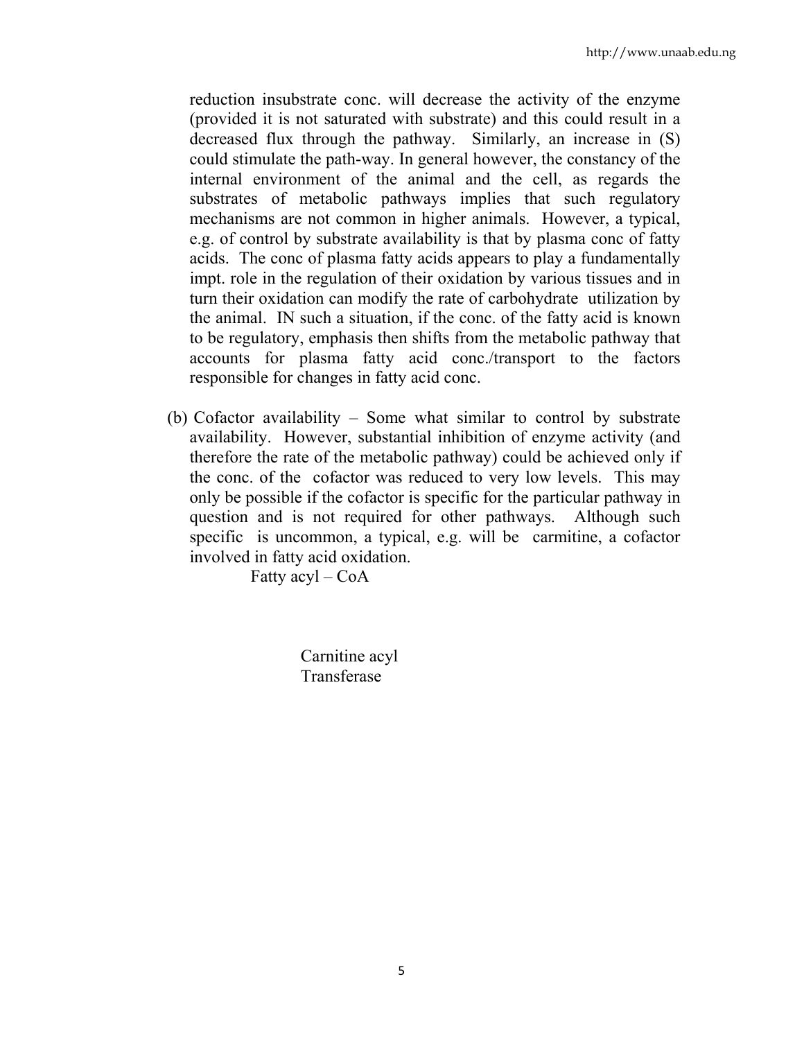reduction insubstrate conc. will decrease the activity of the enzyme (provided it is not saturated with substrate) and this could result in a decreased flux through the pathway. Similarly, an increase in (S) could stimulate the path-way. In general however, the constancy of the internal environment of the animal and the cell, as regards the substrates of metabolic pathways implies that such regulatory mechanisms are not common in higher animals. However, a typical, e.g. of control by substrate availability is that by plasma conc of fatty acids. The conc of plasma fatty acids appears to play a fundamentally impt. role in the regulation of their oxidation by various tissues and in turn their oxidation can modify the rate of carbohydrate utilization by the animal. IN such a situation, if the conc. of the fatty acid is known to be regulatory, emphasis then shifts from the metabolic pathway that accounts for plasma fatty acid conc./transport to the factors responsible for changes in fatty acid conc.

(b) Cofactor availability – Some what similar to control by substrate availability. However, substantial inhibition of enzyme activity (and therefore the rate of the metabolic pathway) could be achieved only if the conc. of the cofactor was reduced to very low levels. This may only be possible if the cofactor is specific for the particular pathway in question and is not required for other pathways. Although such specific is uncommon, a typical, e.g. will be carmitine, a cofactor involved in fatty acid oxidation.

Fatty acyl – CoA

Carnitine acyl
Transferase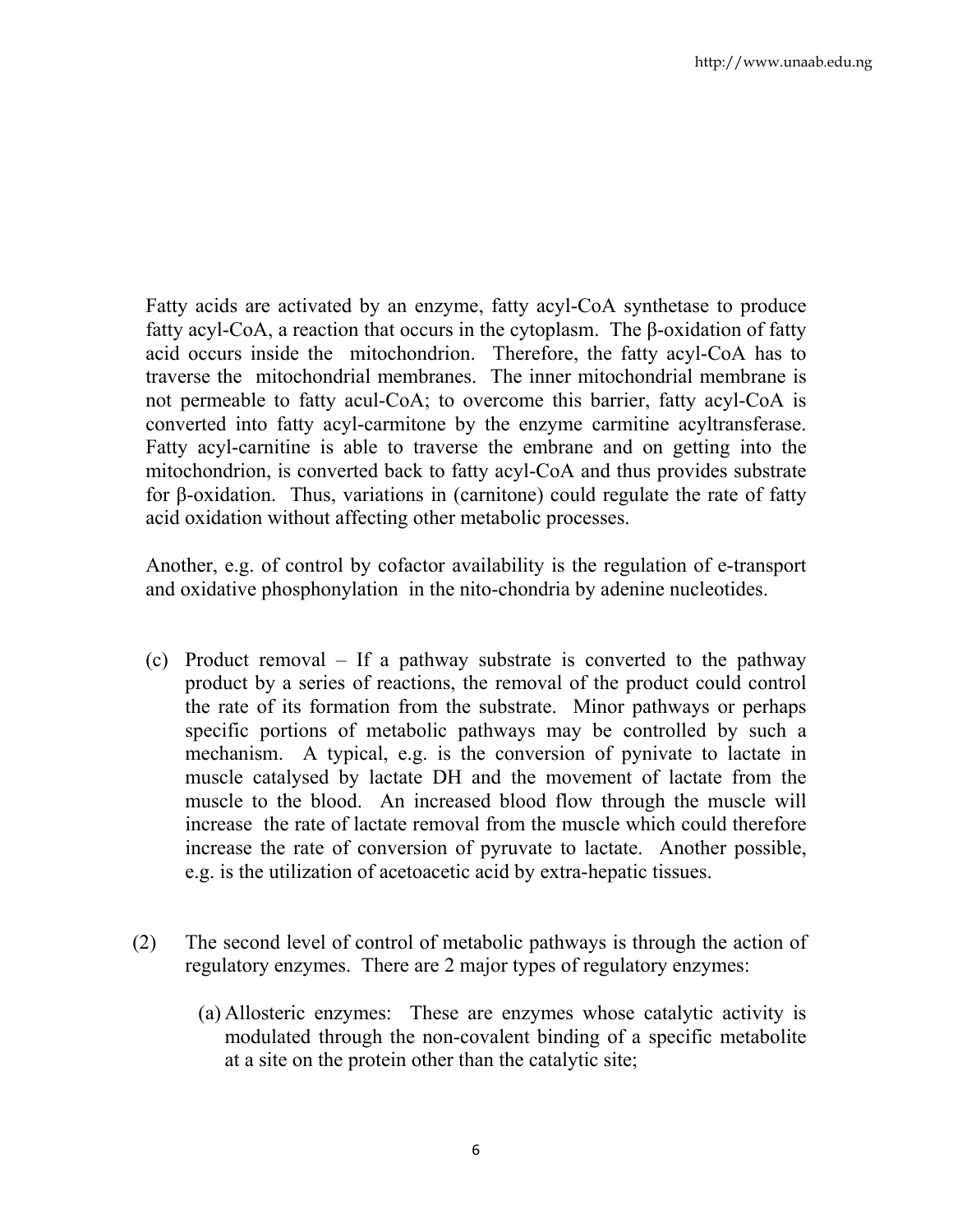Fatty acids are activated by an enzyme, fatty acyl-CoA synthetase to produce fatty acyl-CoA, a reaction that occurs in the cytoplasm. The β-oxidation of fatty acid occurs inside the mitochondrion. Therefore, the fatty acyl-CoA has to traverse the mitochondrial membranes. The inner mitochondrial membrane is not permeable to fatty acul-CoA; to overcome this barrier, fatty acyl-CoA is converted into fatty acyl-carmitone by the enzyme carmitine acyltransferase. Fatty acyl-carnitine is able to traverse the embrane and on getting into the mitochondrion, is converted back to fatty acyl-CoA and thus provides substrate for β-oxidation. Thus, variations in (carnitone) could regulate the rate of fatty acid oxidation without affecting other metabolic processes.

Another, e.g. of control by cofactor availability is the regulation of e-transport and oxidative phosphonylation in the nito-chondria by adenine nucleotides.

(c) Product removal – If a pathway substrate is converted to the pathway product by a series of reactions, the removal of the product could control the rate of its formation from the substrate. Minor pathways or perhaps specific portions of metabolic pathways may be controlled by such a mechanism. A typical, e.g. is the conversion of pynivate to lactate in muscle catalysed by lactate DH and the movement of lactate from the muscle to the blood. An increased blood flow through the muscle will increase the rate of lactate removal from the muscle which could therefore increase the rate of conversion of pyruvate to lactate. Another possible, e.g. is the utilization of acetoacetic acid by extra-hepatic tissues.

(2) The second level of control of metabolic pathways is through the action of regulatory enzymes. There are 2 major types of regulatory enzymes:

(a) Allosteric enzymes: These are enzymes whose catalytic activity is modulated through the non-covalent binding of a specific metabolite at a site on the protein other than the catalytic site;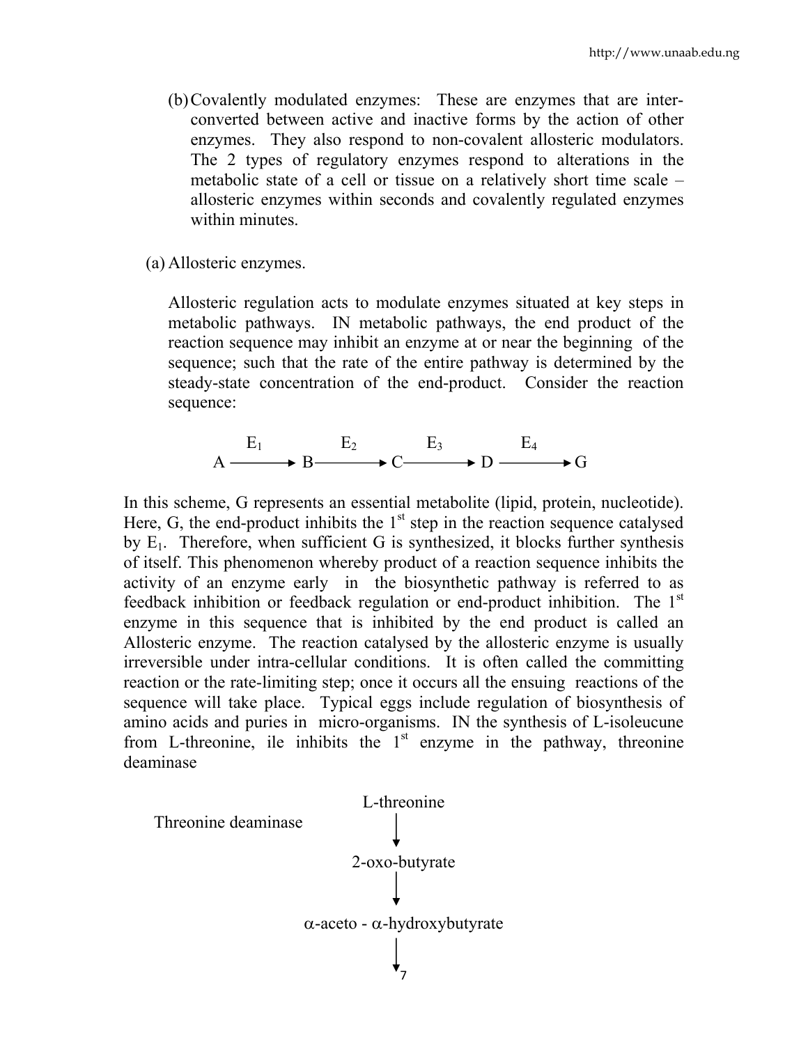(b) Covalently modulated enzymes: These are enzymes that are inter-converted between active and inactive forms by the action of other enzymes. They also respond to non-covalent allosteric modulators. The 2 types of regulatory enzymes respond to alterations in the metabolic state of a cell or tissue on a relatively short time scale – allosteric enzymes within seconds and covalently regulated enzymes within minutes.

(a) Allosteric enzymes.

Allosteric regulation acts to modulate enzymes situated at key steps in metabolic pathways. IN metabolic pathways, the end product of the reaction sequence may inhibit an enzyme at or near the beginning of the sequence; such that the rate of the entire pathway is determined by the steady-state concentration of the end-product. Consider the reaction sequence:

$$A \xrightarrow{E_1} B \xrightarrow{E_2} C \xrightarrow{E_3} D \xrightarrow{E_4} G$$

In this scheme, G represents an essential metabolite (lipid, protein, nucleotide). Here, G, the end-product inhibits the 1st step in the reaction sequence catalysed by $E_1$. Therefore, when sufficient G is synthesized, it blocks further synthesis of itself. This phenomenon whereby product of a reaction sequence inhibits the activity of an enzyme early in the biosynthetic pathway is referred to as feedback inhibition or feedback regulation or end-product inhibition. The 1st enzyme in this sequence that is inhibited by the end product is called an Allosteric enzyme. The reaction catalysed by the allosteric enzyme is usually irreversible under intra-cellular conditions. It is often called the committing reaction or the rate-limiting step; once it occurs all the ensuing reactions of the sequence will take place. Typical eggs include regulation of biosynthesis of amino acids and puries in micro-organisms. IN the synthesis of L-isoleucune from L-threonine, ile inhibits the 1st enzyme in the pathway, threonine deaminase

L-threonine

↓ Threonine deaminase

2-oxo-butyrate

↓

$\alpha$-aceto - $\alpha$-hydroxybutyrate

↓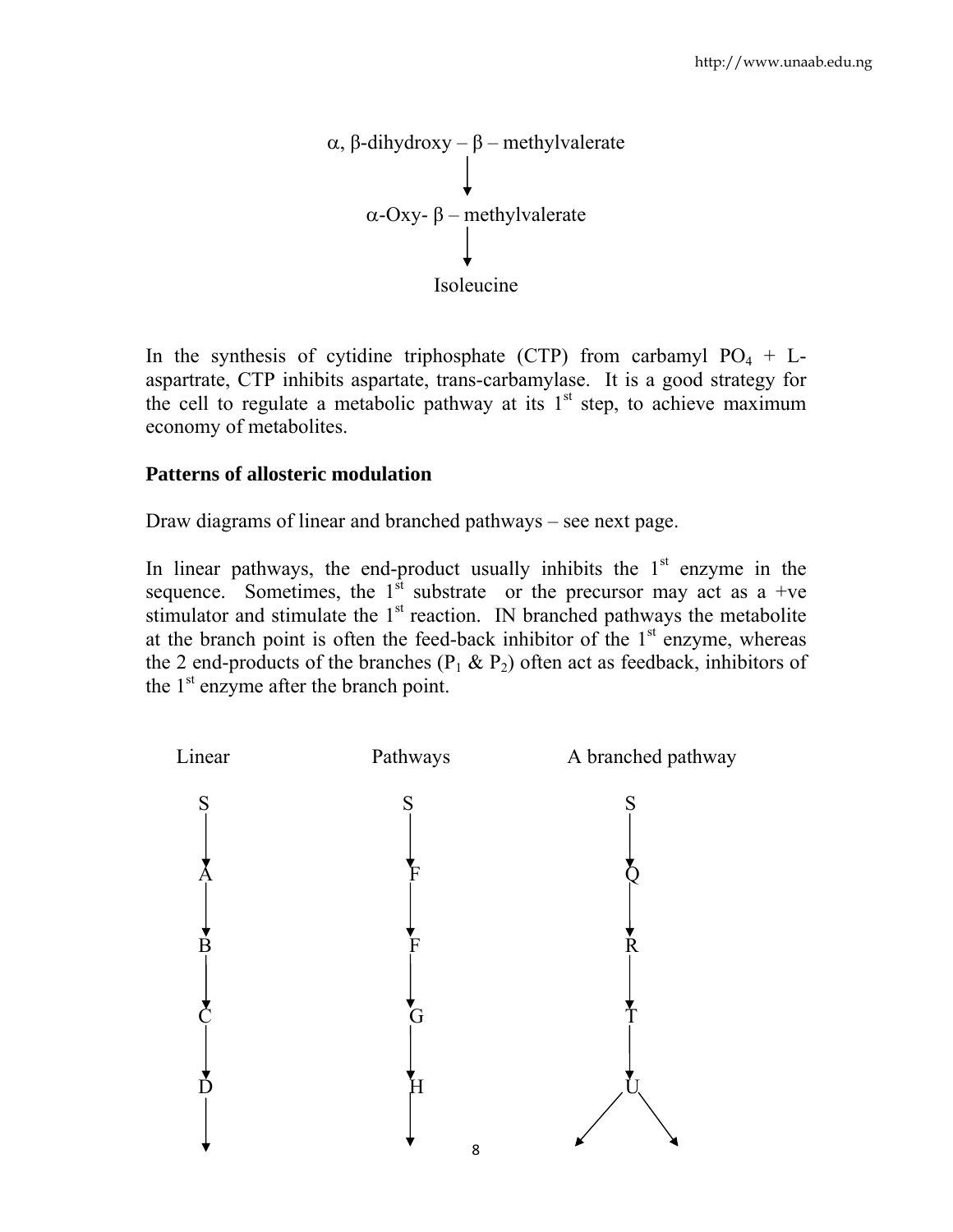$\alpha$, $\beta$-dihydroxy – $\beta$ – methylvalerate

↓

$\alpha$-Oxy- $\beta$ – methylvalerate

↓

Isoleucine

In the synthesis of cytidine triphosphate (CTP) from carbamyl $PO_4$ + L-aspartrate, CTP inhibits aspartate, trans-carbamylase. It is a good strategy for the cell to regulate a metabolic pathway at its 1st step, to achieve maximum economy of metabolites.

## Patterns of allosteric modulation

Draw diagrams of linear and branched pathways – see next page.

In linear pathways, the end-product usually inhibits the 1st enzyme in the sequence. Sometimes, the 1st substrate or the precursor may act as a +ve stimulator and stimulate the 1st reaction. IN branched pathways the metabolite at the branch point is often the feed-back inhibitor of the 1st enzyme, whereas the 2 end-products of the branches ($P_1$ & $P_2$) often act as feedback, inhibitors of the 1st enzyme after the branch point.

| Linear | Pathways | A branched pathway |
|---|---|---|
| S | S | S |
| ↓ | ↓ | ↓ |
| A | F | Q |
| ↓ | ↓ | ↓ |
| B | F | R |
| ↓ | ↓ | ↓ |
| C | G | T |
| ↓ | ↓ | ↓ |
| D | H | U |
| ↓ | ↓ | ↙ ↘ |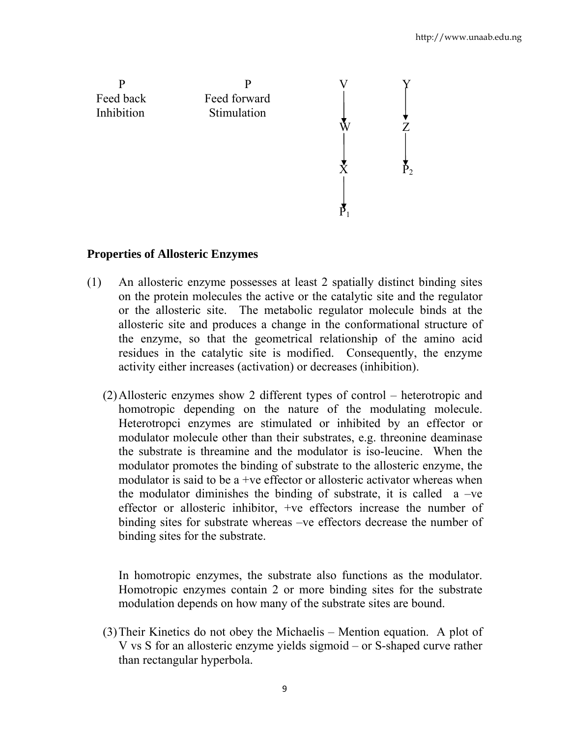P
Feed back
Inhibition

P
Feed forward
Stimulation

V → W → X → $P_1$

Y → Z → $P_2$

**Properties of Allosteric Enzymes**

(1) An allosteric enzyme possesses at least 2 spatially distinct binding sites on the protein molecules the active or the catalytic site and the regulator or the allosteric site. The metabolic regulator molecule binds at the allosteric site and produces a change in the conformational structure of the enzyme, so that the geometrical relationship of the amino acid residues in the catalytic site is modified. Consequently, the enzyme activity either increases (activation) or decreases (inhibition).

(2) Allosteric enzymes show 2 different types of control – heterotropic and homotropic depending on the nature of the modulating molecule. Heterotropci enzymes are stimulated or inhibited by an effector or modulator molecule other than their substrates, e.g. threonine deaminase the substrate is threamine and the modulator is iso-leucine. When the modulator promotes the binding of substrate to the allosteric enzyme, the modulator is said to be a +ve effector or allosteric activator whereas when the modulator diminishes the binding of substrate, it is called a –ve effector or allosteric inhibitor, +ve effectors increase the number of binding sites for substrate whereas –ve effectors decrease the number of binding sites for the substrate.

In homotropic enzymes, the substrate also functions as the modulator. Homotropic enzymes contain 2 or more binding sites for the substrate modulation depends on how many of the substrate sites are bound.

(3) Their Kinetics do not obey the Michaelis – Mention equation. A plot of V vs S for an allosteric enzyme yields sigmoid – or S-shaped curve rather than rectangular hyperbola.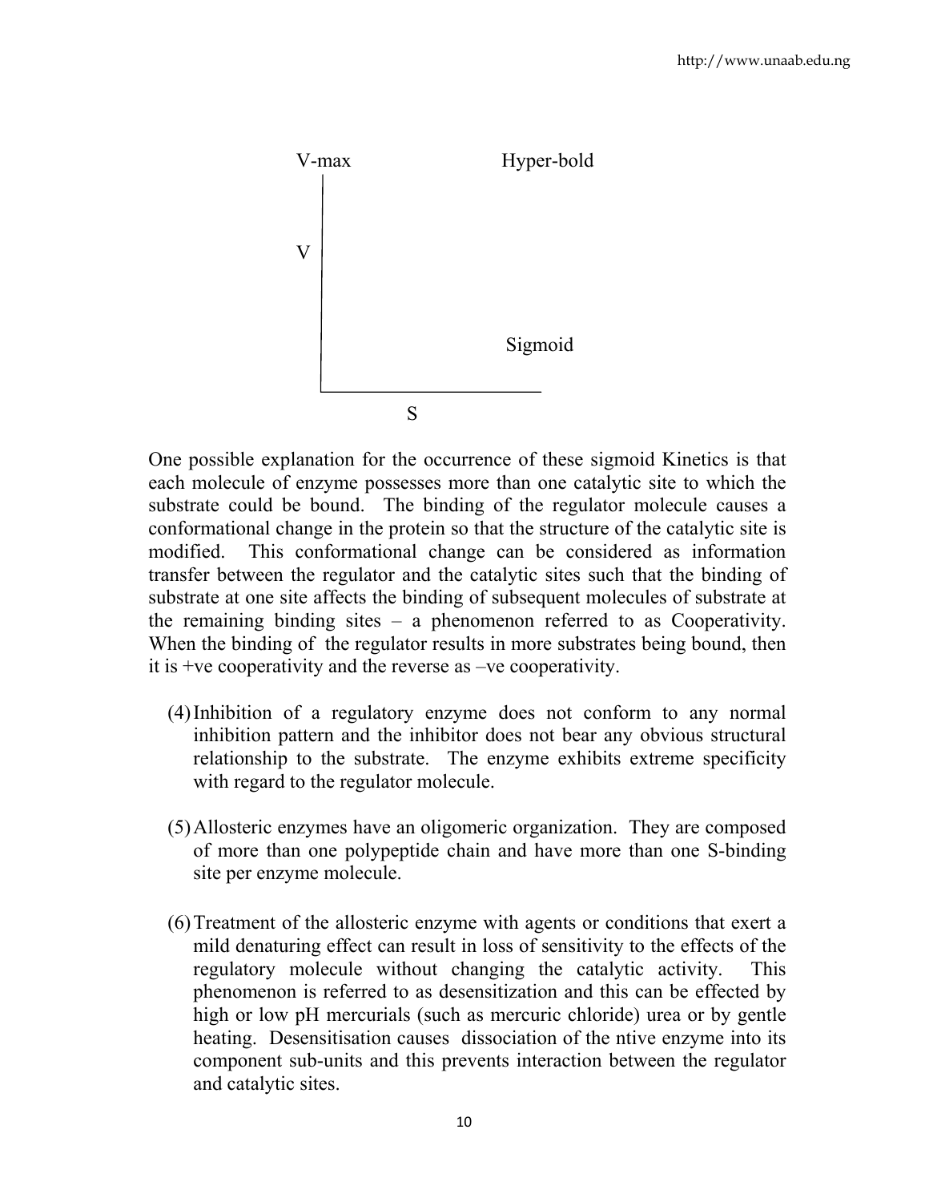V-max Hyper-bold

V

Sigmoid

S

One possible explanation for the occurrence of these sigmoid Kinetics is that each molecule of enzyme possesses more than one catalytic site to which the substrate could be bound. The binding of the regulator molecule causes a conformational change in the protein so that the structure of the catalytic site is modified. This conformational change can be considered as information transfer between the regulator and the catalytic sites such that the binding of substrate at one site affects the binding of subsequent molecules of substrate at the remaining binding sites – a phenomenon referred to as Cooperativity. When the binding of the regulator results in more substrates being bound, then it is +ve cooperativity and the reverse as –ve cooperativity.

(4) Inhibition of a regulatory enzyme does not conform to any normal inhibition pattern and the inhibitor does not bear any obvious structural relationship to the substrate. The enzyme exhibits extreme specificity with regard to the regulator molecule.

(5) Allosteric enzymes have an oligomeric organization. They are composed of more than one polypeptide chain and have more than one S-binding site per enzyme molecule.

(6) Treatment of the allosteric enzyme with agents or conditions that exert a mild denaturing effect can result in loss of sensitivity to the effects of the regulatory molecule without changing the catalytic activity. This phenomenon is referred to as desensitization and this can be effected by high or low pH mercurials (such as mercuric chloride) urea or by gentle heating. Desensitisation causes dissociation of the ntive enzyme into its component sub-units and this prevents interaction between the regulator and catalytic sites.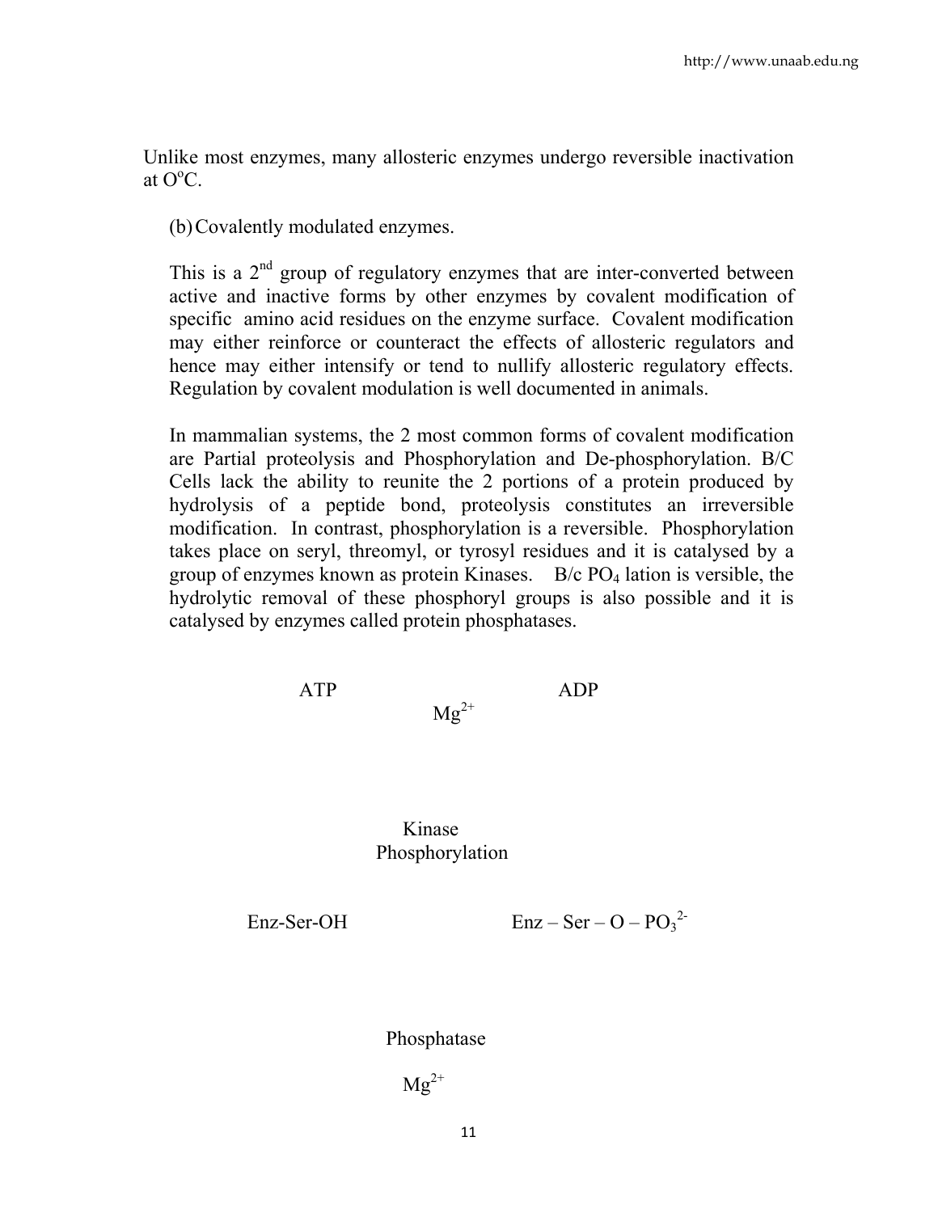Unlike most enzymes, many allosteric enzymes undergo reversible inactivation at $O^oC$.

(b) Covalently modulated enzymes.

This is a 2nd group of regulatory enzymes that are inter-converted between active and inactive forms by other enzymes by covalent modification of specific amino acid residues on the enzyme surface. Covalent modification may either reinforce or counteract the effects of allosteric regulators and hence may either intensify or tend to nullify allosteric regulatory effects. Regulation by covalent modulation is well documented in animals.

In mammalian systems, the 2 most common forms of covalent modification are Partial proteolysis and Phosphorylation and De-phosphorylation. B/C Cells lack the ability to reunite the 2 portions of a protein produced by hydrolysis of a peptide bond, proteolysis constitutes an irreversible modification. In contrast, phosphorylation is a reversible. Phosphorylation takes place on seryl, threomyl, or tyrosyl residues and it is catalysed by a group of enzymes known as protein Kinases. B/c $PO_4$ lation is versible, the hydrolytic removal of these phosphoryl groups is also possible and it is catalysed by enzymes called protein phosphatases.

ATP ADP

$Mg^{2+}$

Kinase

Phosphorylation

Enz-Ser-OH $\quad$ Enz – Ser – O – $PO_3^{2-}$

Phosphatase

$Mg^{2+}$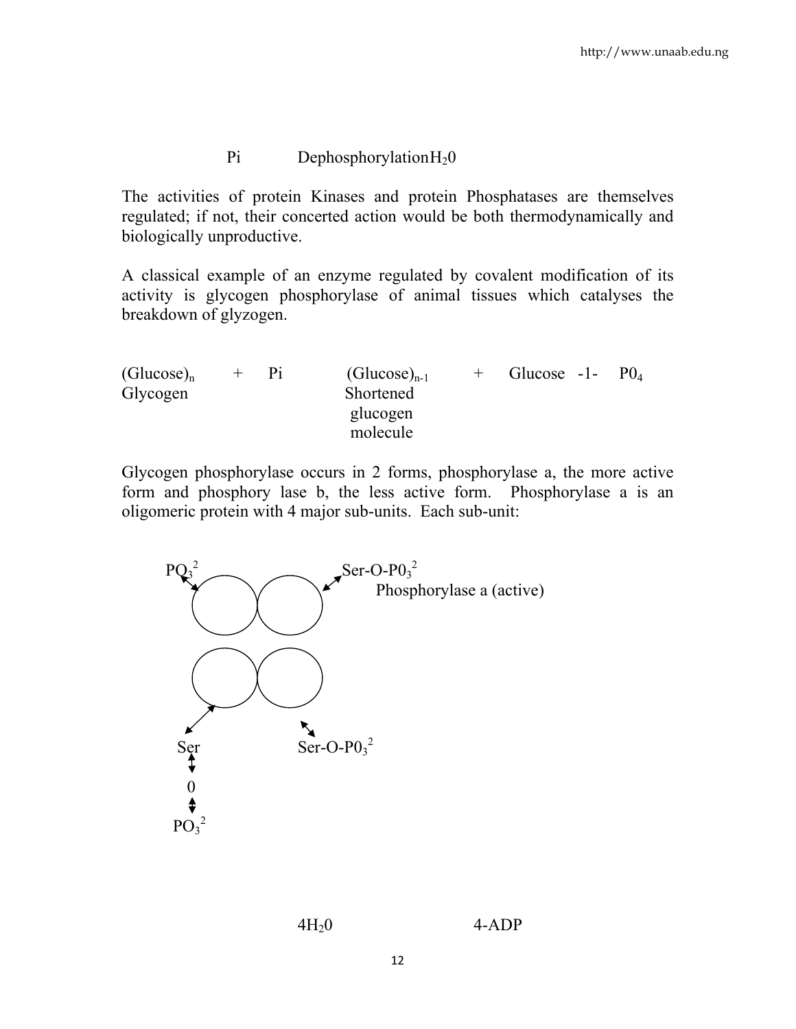Pi Dephosphorylation $H_20$

The activities of protein Kinases and protein Phosphatases are themselves regulated; if not, their concerted action would be both thermodynamically and biologically unproductive.

A classical example of an enzyme regulated by covalent modification of its activity is glycogen phosphorylase of animal tissues which catalyses the breakdown of glyzogen.

$(Glucose)_n$ + Pi $(Glucose)_{n-1}$ + Glucose -1- $P0_4$
Glycogen Shortened glucogen molecule

Glycogen phosphorylase occurs in 2 forms, phosphorylase a, the more active form and phosphory lase b, the less active form. Phosphorylase a is an oligomeric protein with 4 major sub-units. Each sub-unit:

$PO_3^2$ $Ser\text{-}O\text{-}P0_3^2$
Phosphorylase a (active)

Ser
0
$PO_3^2$

$Ser\text{-}O\text{-}P0_3^2$

$4H_20$ 4-ADP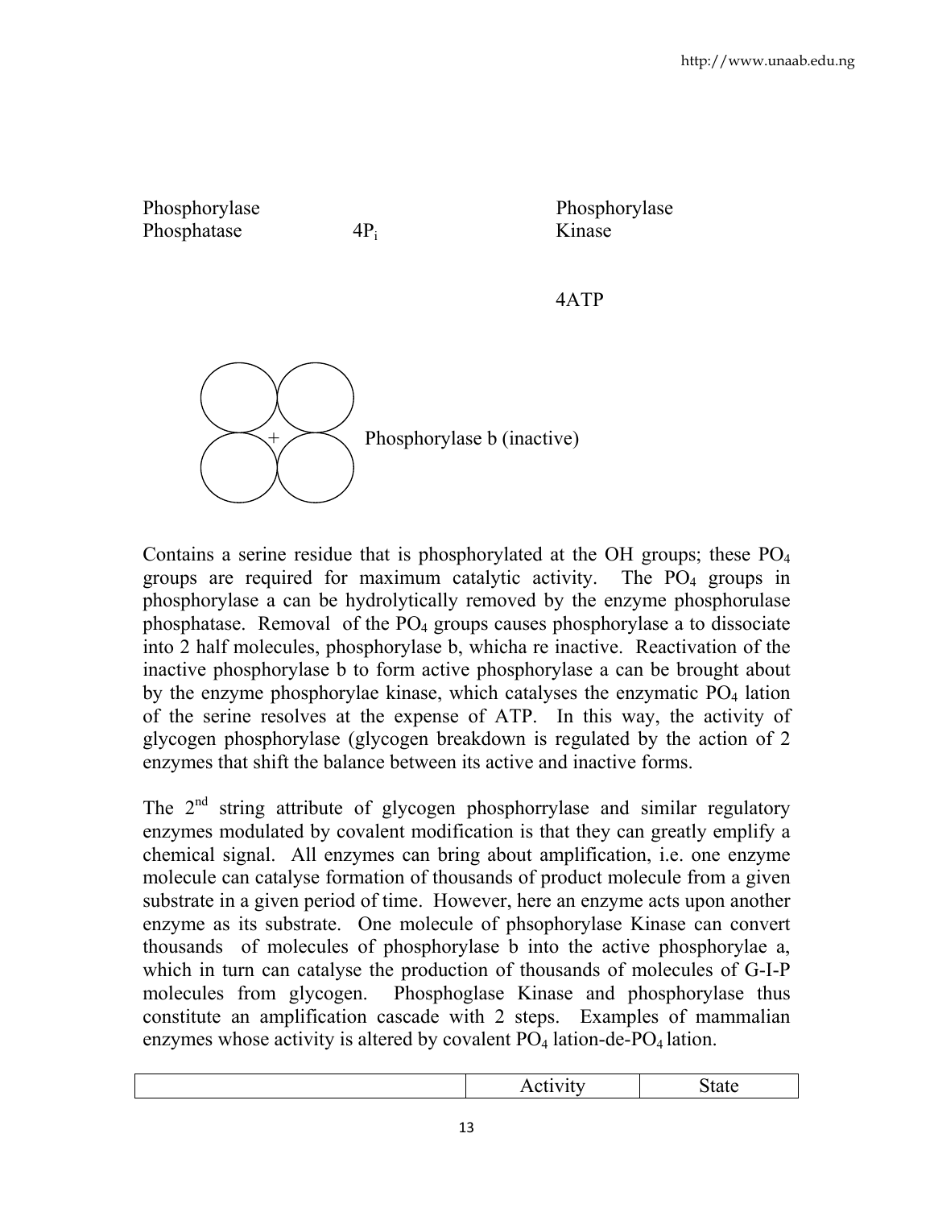Phosphorylase Phosphatase $4P_i$ Phosphorylase Kinase

4ATP

+ Phosphorylase b (inactive)

Contains a serine residue that is phosphorylated at the OH groups; these $PO_4$ groups are required for maximum catalytic activity. The $PO_4$ groups in phosphorylase a can be hydrolytically removed by the enzyme phosphorulase phosphatase. Removal of the $PO_4$ groups causes phosphorylase a to dissociate into 2 half molecules, phosphorylase b, whicha re inactive. Reactivation of the inactive phosphorylase b to form active phosphorylase a can be brought about by the enzyme phosphorylae kinase, which catalyses the enzymatic $PO_4$ lation of the serine resolves at the expense of ATP. In this way, the activity of glycogen phosphorylase (glycogen breakdown is regulated by the action of 2 enzymes that shift the balance between its active and inactive forms.

The 2nd string attribute of glycogen phosphorrylase and similar regulatory enzymes modulated by covalent modification is that they can greatly emplify a chemical signal. All enzymes can bring about amplification, i.e. one enzyme molecule can catalyse formation of thousands of product molecule from a given substrate in a given period of time. However, here an enzyme acts upon another enzyme as its substrate. One molecule of phsophorylase Kinase can convert thousands of molecules of phosphorylase b into the active phosphorylae a, which in turn can catalyse the production of thousands of molecules of G-I-P molecules from glycogen. Phosphoglase Kinase and phosphorylase thus constitute an amplification cascade with 2 steps. Examples of mammalian enzymes whose activity is altered by covalent $PO_4$ lation-de-$PO_4$ lation.

| | Activity | State |
|---|---|---|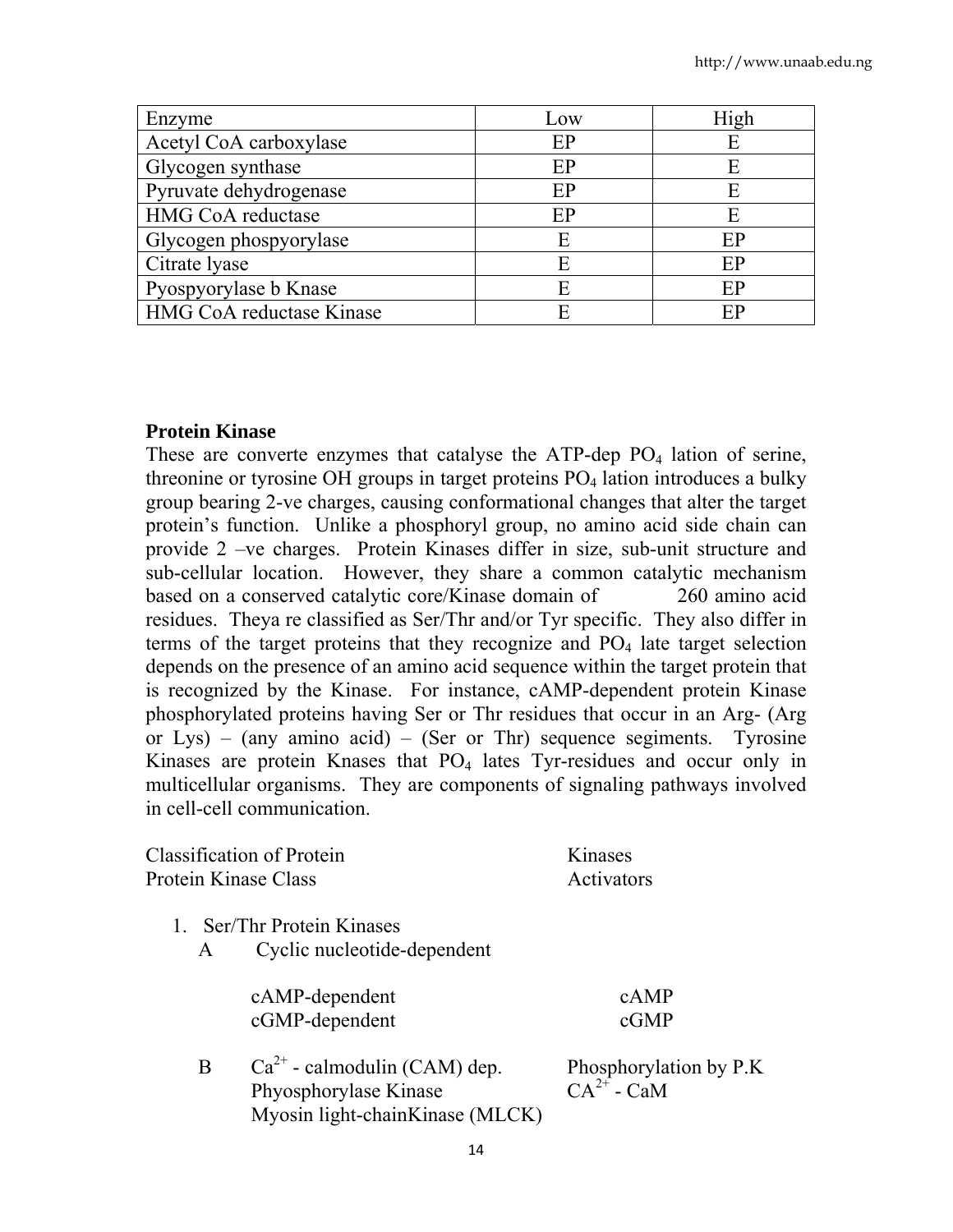| Enzyme | Low | High |
|---|---|---|
| Acetyl CoA carboxylase | EP | E |
| Glycogen synthase | EP | E |
| Pyruvate dehydrogenase | EP | E |
| HMG CoA reductase | EP | E |
| Glycogen phospyorylase | E | EP |
| Citrate lyase | E | EP |
| Pyospyorylase b Knase | E | EP |
| HMG CoA reductase Kinase | E | EP |

**Protein Kinase**

These are converte enzymes that catalyse the ATP-dep $PO_4$ lation of serine, threonine or tyrosine OH groups in target proteins $PO_4$ lation introduces a bulky group bearing 2-ve charges, causing conformational changes that alter the target protein's function. Unlike a phosphoryl group, no amino acid side chain can provide 2 –ve charges. Protein Kinases differ in size, sub-unit structure and sub-cellular location. However, they share a common catalytic mechanism based on a conserved catalytic core/Kinase domain of 260 amino acid residues. Theya re classified as Ser/Thr and/or Tyr specific. They also differ in terms of the target proteins that they recognize and $PO_4$ late target selection depends on the presence of an amino acid sequence within the target protein that is recognized by the Kinase. For instance, cAMP-dependent protein Kinase phosphorylated proteins having Ser or Thr residues that occur in an Arg- (Arg or Lys) – (any amino acid) – (Ser or Thr) sequence segiments. Tyrosine Kinases are protein Knases that $PO_4$ lates Tyr-residues and occur only in multicellular organisms. They are components of signaling pathways involved in cell-cell communication.

Classification of Protein Kinases

| Protein Kinase Class | Activators |
|---|---|
| 1. Ser/Thr Protein Kinases | |
| A Cyclic nucleotide-dependent | |
| cAMP-dependent | cAMP |
| cGMP-dependent | cGMP |
| B $Ca^{2+}$ - calmodulin (CAM) dep. | Phosphorylation by P.K |
| Phyosphorylase Kinase | $CA^{2+}$ - CaM |
| Myosin light-chainKinase (MLCK) | |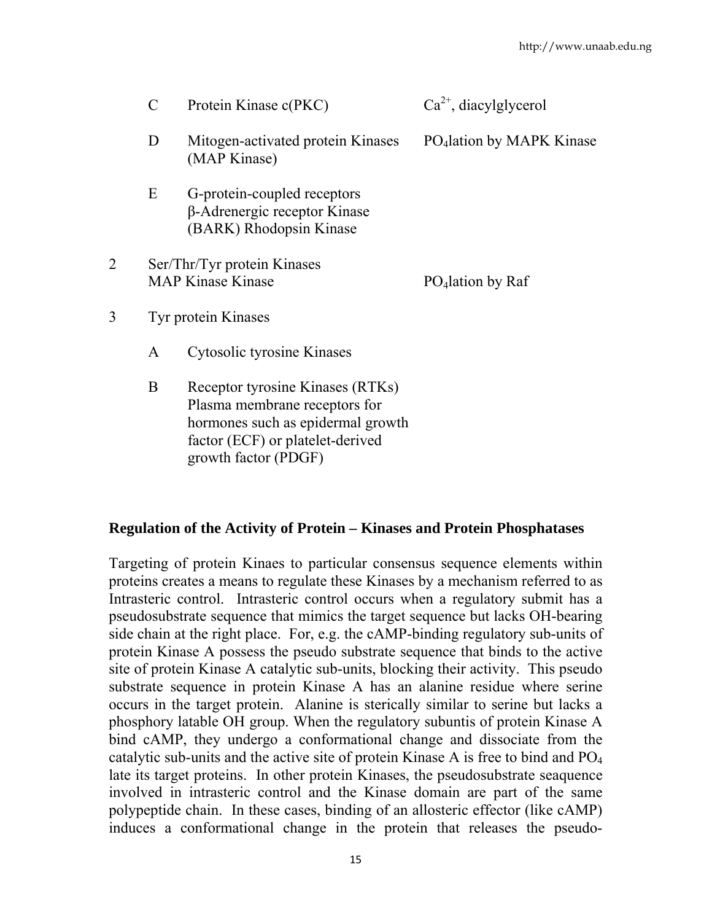| | | | |
|---|---|---|---|
| | C | Protein Kinase c(PKC) | $Ca^{2+}$, diacylglycerol |
| | D | Mitogen-activated protein Kinases (MAP Kinase) | $PO_4$lation by MAPK Kinase |
| | E | G-protein-coupled receptors β-Adrenergic receptor Kinase (BARK) Rhodopsin Kinase | |
| 2 | Ser/Thr/Tyr protein Kinases MAP Kinase Kinase | | $PO_4$lation by Raf |
| 3 | Tyr protein Kinases | | |
| | A | Cytosolic tyrosine Kinases | |
| | B | Receptor tyrosine Kinases (RTKs) Plasma membrane receptors for hormones such as epidermal growth factor (ECF) or platelet-derived growth factor (PDGF) | |

**Regulation of the Activity of Protein – Kinases and Protein Phosphatases**

Targeting of protein Kinaes to particular consensus sequence elements within proteins creates a means to regulate these Kinases by a mechanism referred to as Intrasteric control. Intrasteric control occurs when a regulatory submit has a pseudosubstrate sequence that mimics the target sequence but lacks OH-bearing side chain at the right place. For, e.g. the cAMP-binding regulatory sub-units of protein Kinase A possess the pseudo substrate sequence that binds to the active site of protein Kinase A catalytic sub-units, blocking their activity. This pseudo substrate sequence in protein Kinase A has an alanine residue where serine occurs in the target protein. Alanine is sterically similar to serine but lacks a phosphory latable OH group. When the regulatory subuntis of protein Kinase A bind cAMP, they undergo a conformational change and dissociate from the catalytic sub-units and the active site of protein Kinase A is free to bind and $PO_4$ late its target proteins. In other protein Kinases, the pseudosubstrate seaquence involved in intrasteric control and the Kinase domain are part of the same polypeptide chain. In these cases, binding of an allosteric effector (like cAMP) induces a conformational change in the protein that releases the pseudo-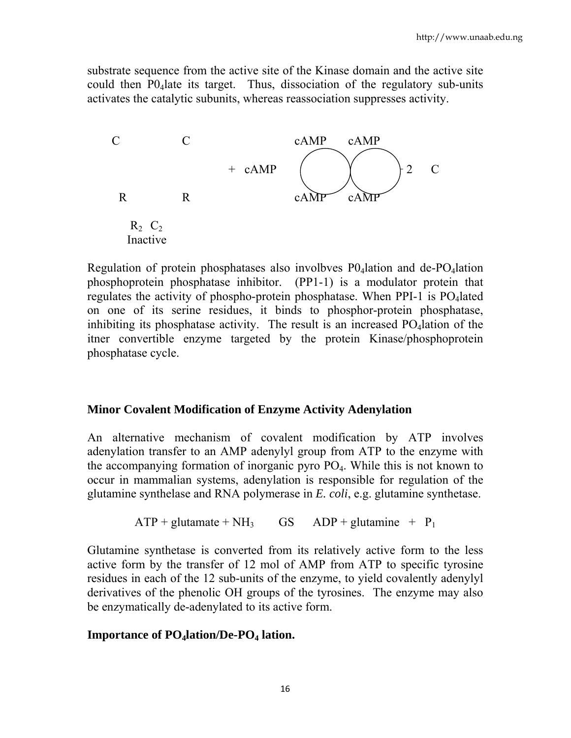substrate sequence from the active site of the Kinase domain and the active site could then $P0_4$late its target. Thus, dissociation of the regulatory sub-units activates the catalytic subunits, whereas reassociation suppresses activity.

C C + cAMP cAMP cAMP 2 C

R R cAMP cAMP

$R_2$ $C_2$
Inactive

Regulation of protein phosphatases also involbves $P0_4$lation and de-$PO_4$lation phosphoprotein phosphatase inhibitor. (PP1-1) is a modulator protein that regulates the activity of phospho-protein phosphatase. When PPI-1 is $PO_4$lated on one of its serine residues, it binds to phosphor-protein phosphatase, inhibiting its phosphatase activity. The result is an increased $PO_4$lation of the itner convertible enzyme targeted by the protein Kinase/phosphoprotein phosphatase cycle.

**Minor Covalent Modification of Enzyme Activity Adenylation**

An alternative mechanism of covalent modification by ATP involves adenylation transfer to an AMP adenylyl group from ATP to the enzyme with the accompanying formation of inorganic pyro $PO_4$. While this is not known to occur in mammalian systems, adenylation is responsible for regulation of the glutamine synthelase and RNA polymerase in *E. coli*, e.g. glutamine synthetase.

$$ATP + glutamate + NH_3 \quad GS \quad ADP + glutamine + P_1$$

Glutamine synthetase is converted from its relatively active form to the less active form by the transfer of 12 mol of AMP from ATP to specific tyrosine residues in each of the 12 sub-units of the enzyme, to yield covalently adenylyl derivatives of the phenolic OH groups of the tyrosines. The enzyme may also be enzymatically de-adenylated to its active form.

**Importance of $PO_4$lation/De-$PO_4$ lation.**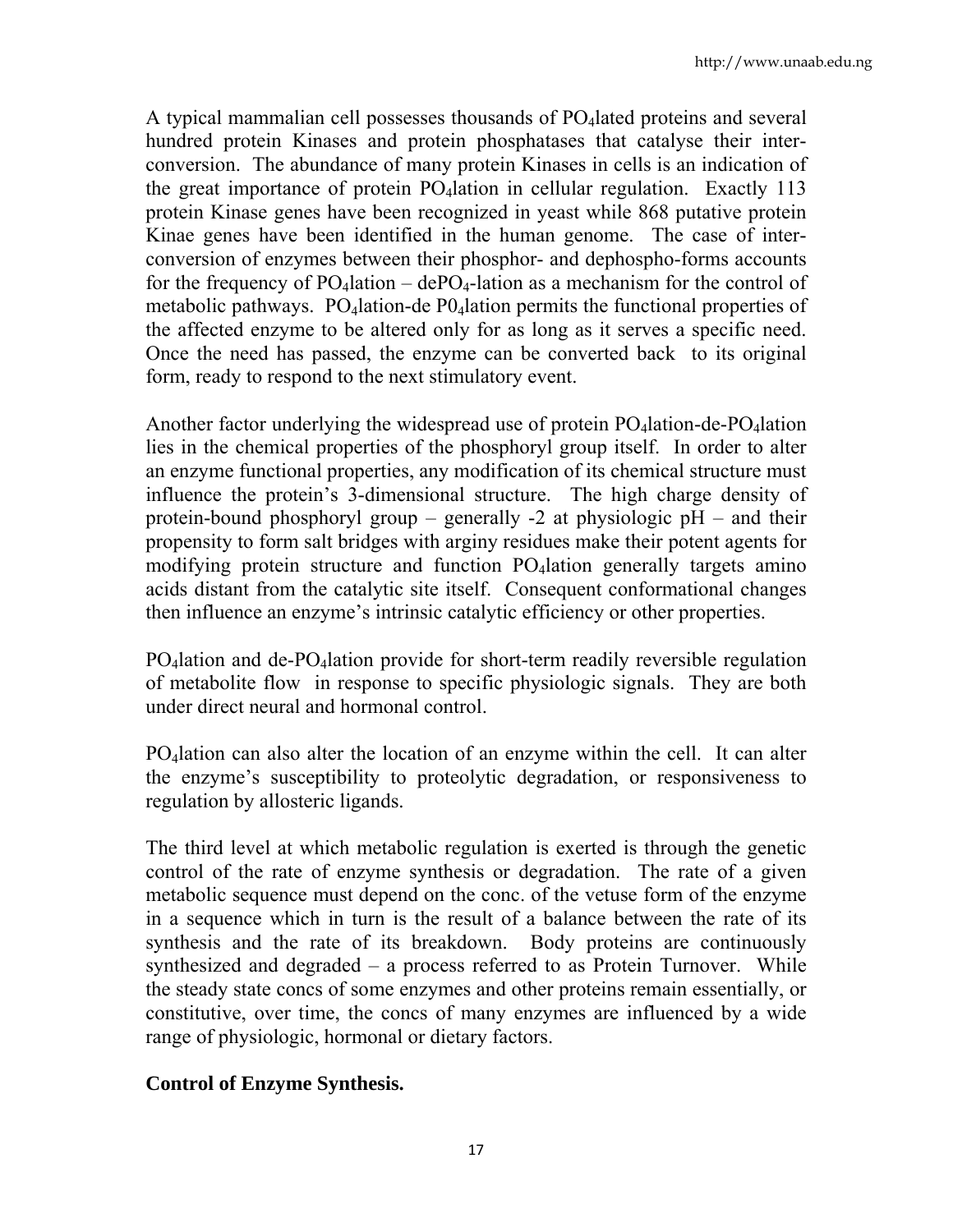A typical mammalian cell possesses thousands of $PO_4$lated proteins and several hundred protein Kinases and protein phosphatases that catalyse their inter-conversion. The abundance of many protein Kinases in cells is an indication of the great importance of protein $PO_4$lation in cellular regulation. Exactly 113 protein Kinase genes have been recognized in yeast while 868 putative protein Kinae genes have been identified in the human genome. The case of inter-conversion of enzymes between their phosphor- and dephospho-forms accounts for the frequency of $PO_4$lation – de$PO_4$-lation as a mechanism for the control of metabolic pathways. $PO_4$lation-de $P0_4$lation permits the functional properties of the affected enzyme to be altered only for as long as it serves a specific need. Once the need has passed, the enzyme can be converted back to its original form, ready to respond to the next stimulatory event.

Another factor underlying the widespread use of protein $PO_4$lation-de-$PO_4$lation lies in the chemical properties of the phosphoryl group itself. In order to alter an enzyme functional properties, any modification of its chemical structure must influence the protein's 3-dimensional structure. The high charge density of protein-bound phosphoryl group – generally -2 at physiologic pH – and their propensity to form salt bridges with arginy residues make their potent agents for modifying protein structure and function $PO_4$lation generally targets amino acids distant from the catalytic site itself. Consequent conformational changes then influence an enzyme's intrinsic catalytic efficiency or other properties.

$PO_4$lation and de-$PO_4$lation provide for short-term readily reversible regulation of metabolite flow in response to specific physiologic signals. They are both under direct neural and hormonal control.

$PO_4$lation can also alter the location of an enzyme within the cell. It can alter the enzyme's susceptibility to proteolytic degradation, or responsiveness to regulation by allosteric ligands.

The third level at which metabolic regulation is exerted is through the genetic control of the rate of enzyme synthesis or degradation. The rate of a given metabolic sequence must depend on the conc. of the vetuse form of the enzyme in a sequence which in turn is the result of a balance between the rate of its synthesis and the rate of its breakdown. Body proteins are continuously synthesized and degraded – a process referred to as Protein Turnover. While the steady state concs of some enzymes and other proteins remain essentially, or constitutive, over time, the concs of many enzymes are influenced by a wide range of physiologic, hormonal or dietary factors.

**Control of Enzyme Synthesis.**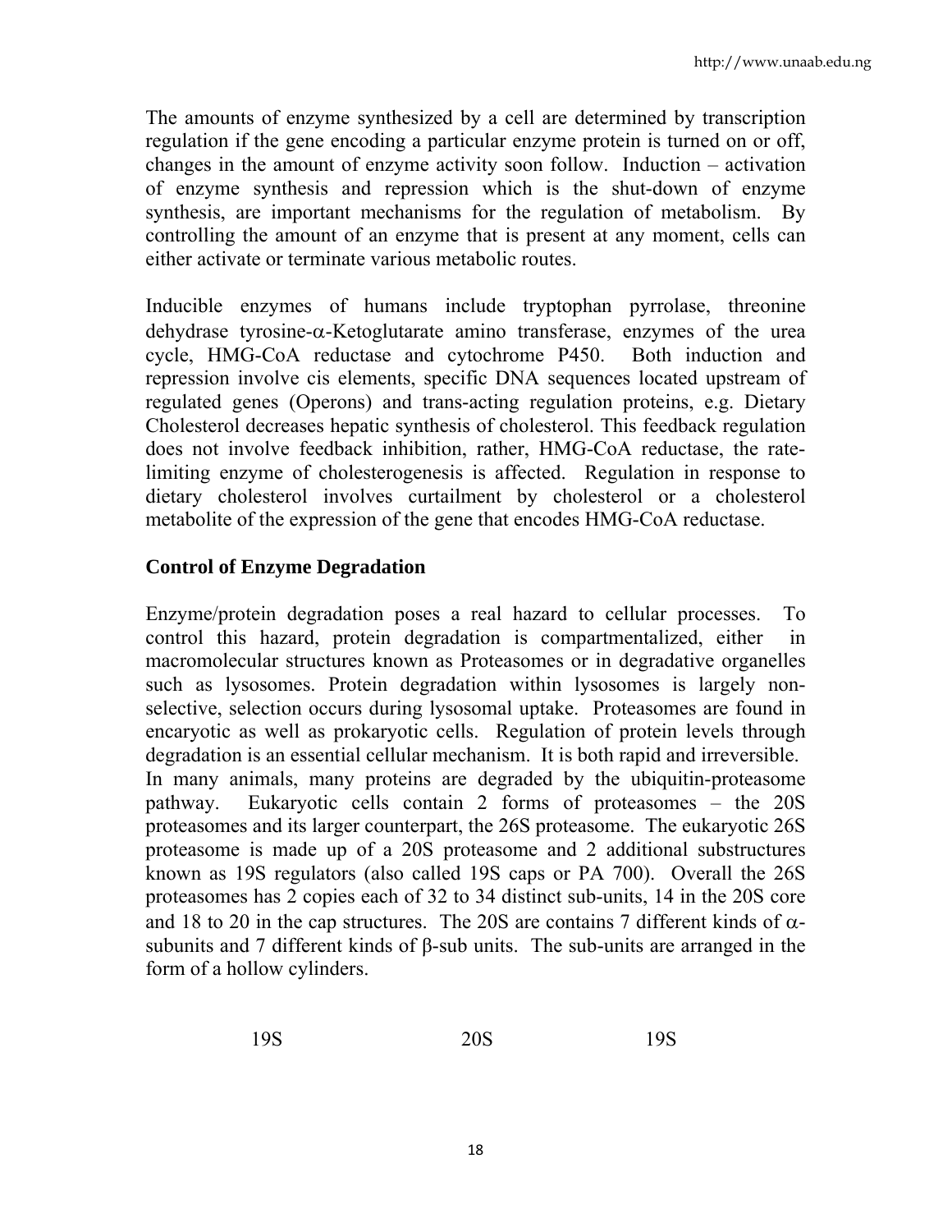The amounts of enzyme synthesized by a cell are determined by transcription regulation if the gene encoding a particular enzyme protein is turned on or off, changes in the amount of enzyme activity soon follow. Induction – activation of enzyme synthesis and repression which is the shut-down of enzyme synthesis, are important mechanisms for the regulation of metabolism. By controlling the amount of an enzyme that is present at any moment, cells can either activate or terminate various metabolic routes.

Inducible enzymes of humans include tryptophan pyrrolase, threonine dehydrase tyrosine-α-Ketoglutarate amino transferase, enzymes of the urea cycle, HMG-CoA reductase and cytochrome P450. Both induction and repression involve cis elements, specific DNA sequences located upstream of regulated genes (Operons) and trans-acting regulation proteins, e.g. Dietary Cholesterol decreases hepatic synthesis of cholesterol. This feedback regulation does not involve feedback inhibition, rather, HMG-CoA reductase, the rate-limiting enzyme of cholesterogenesis is affected. Regulation in response to dietary cholesterol involves curtailment by cholesterol or a cholesterol metabolite of the expression of the gene that encodes HMG-CoA reductase.

## Control of Enzyme Degradation

Enzyme/protein degradation poses a real hazard to cellular processes. To control this hazard, protein degradation is compartmentalized, either in macromolecular structures known as Proteasomes or in degradative organelles such as lysosomes. Protein degradation within lysosomes is largely non-selective, selection occurs during lysosomal uptake. Proteasomes are found in encaryotic as well as prokaryotic cells. Regulation of protein levels through degradation is an essential cellular mechanism. It is both rapid and irreversible. In many animals, many proteins are degraded by the ubiquitin-proteasome pathway. Eukaryotic cells contain 2 forms of proteasomes – the 20S proteasomes and its larger counterpart, the 26S proteasome. The eukaryotic 26S proteasome is made up of a 20S proteasome and 2 additional substructures known as 19S regulators (also called 19S caps or PA 700). Overall the 26S proteasomes has 2 copies each of 32 to 34 distinct sub-units, 14 in the 20S core and 18 to 20 in the cap structures. The 20S are contains 7 different kinds of α-subunits and 7 different kinds of β-sub units. The sub-units are arranged in the form of a hollow cylinders.

19S 20S 19S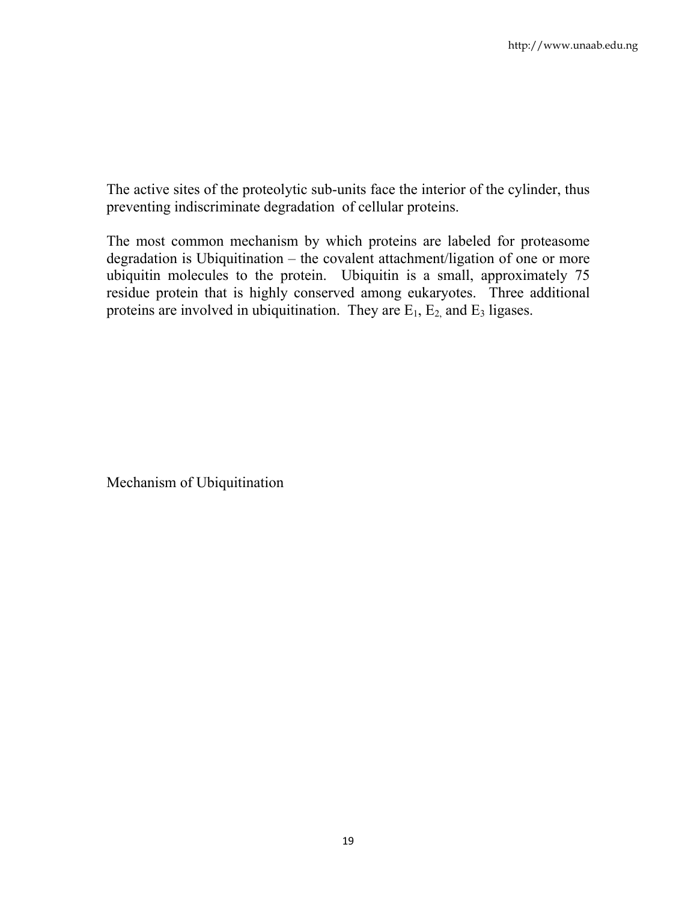The active sites of the proteolytic sub-units face the interior of the cylinder, thus preventing indiscriminate degradation of cellular proteins.

The most common mechanism by which proteins are labeled for proteasome degradation is Ubiquitination – the covalent attachment/ligation of one or more ubiquitin molecules to the protein. Ubiquitin is a small, approximately 75 residue protein that is highly conserved among eukaryotes. Three additional proteins are involved in ubiquitination. They are $E_1$, $E_2$, and $E_3$ ligases.

Mechanism of Ubiquitination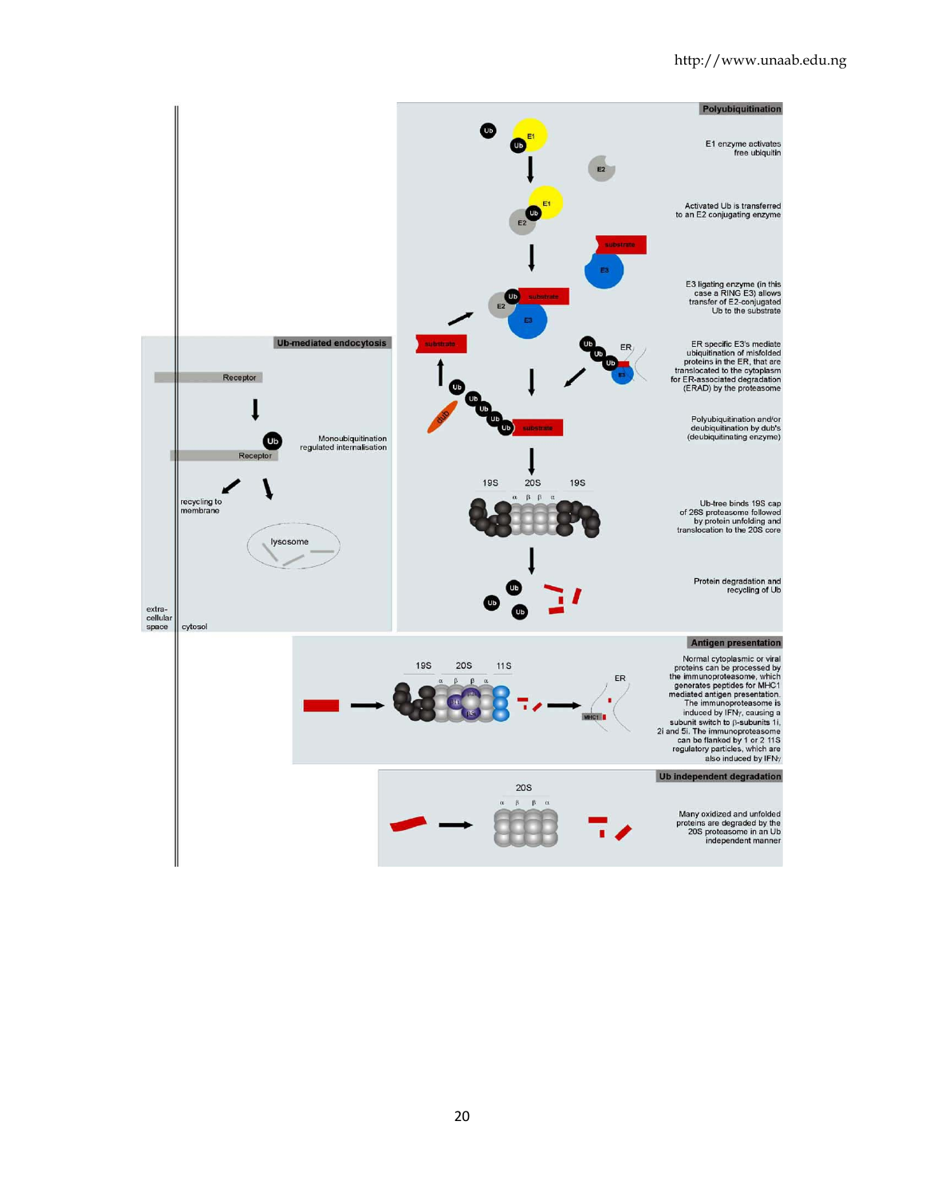## Polyubiquitination

E1 enzyme activates free ubiquitin

Activated Ub is transferred to an E2 conjugating enzyme

E3 ligating enzyme (in this case a RING E3) allows transfer of E2-conjugated Ub to the substrate

ER specific E3's mediate ubiquitination of misfolded proteins in the ER, that are translocated to the cytoplasm for ER-associated degradation (ERAD) by the proteasome

Polyubiquitination and/or deubiquitination by dub's (deubiquitinating enzyme)

Ub-tree binds 19S cap of 26S proteasome followed by protein unfolding and translocation to the 20S core

Protein degradation and recycling of Ub

## Ub-mediated endocytosis

Monoubiquitination regulated internalisation

recycling to membrane

lysosome

extra-cellular space

cytosol

## Antigen presentation

Normal cytoplasmic or viral proteins can be processed by the immunoproteasome, which generates peptides for MHC1 mediated antigen presentation. The immunoproteasome is induced by IFNγ, causing a subunit switch to β-subunits 1i, 2i and 5i. The immunoproteasome can be flanked by 1 or 2 11S regulatory particles, which are also induced by IFNγ

## Ub independent degradation

Many oxidized and unfolded proteins are degraded by the 20S proteasome in an Ub independent manner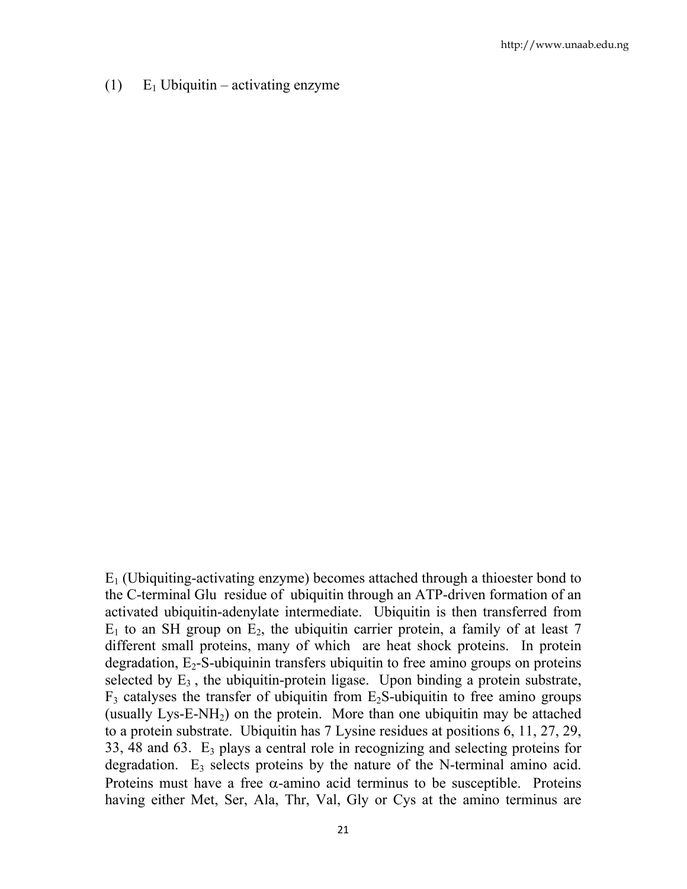(1) $E_1$ Ubiquitin – activating enzyme

$E_1$ (Ubiquiting-activating enzyme) becomes attached through a thioester bond to the C-terminal Glu residue of ubiquitin through an ATP-driven formation of an activated ubiquitin-adenylate intermediate. Ubiquitin is then transferred from $E_1$ to an SH group on $E_2$, the ubiquitin carrier protein, a family of at least 7 different small proteins, many of which are heat shock proteins. In protein degradation, $E_2$-S-ubiquinin transfers ubiquitin to free amino groups on proteins selected by $E_3$ , the ubiquitin-protein ligase. Upon binding a protein substrate, $F_3$ catalyses the transfer of ubiquitin from $E_2$S-ubiquitin to free amino groups (usually Lys-E-$NH_2$) on the protein. More than one ubiquitin may be attached to a protein substrate. Ubiquitin has 7 Lysine residues at positions 6, 11, 27, 29, 33, 48 and 63. $E_3$ plays a central role in recognizing and selecting proteins for degradation. $E_3$ selects proteins by the nature of the N-terminal amino acid. Proteins must have a free $\alpha$-amino acid terminus to be susceptible. Proteins having either Met, Ser, Ala, Thr, Val, Gly or Cys at the amino terminus are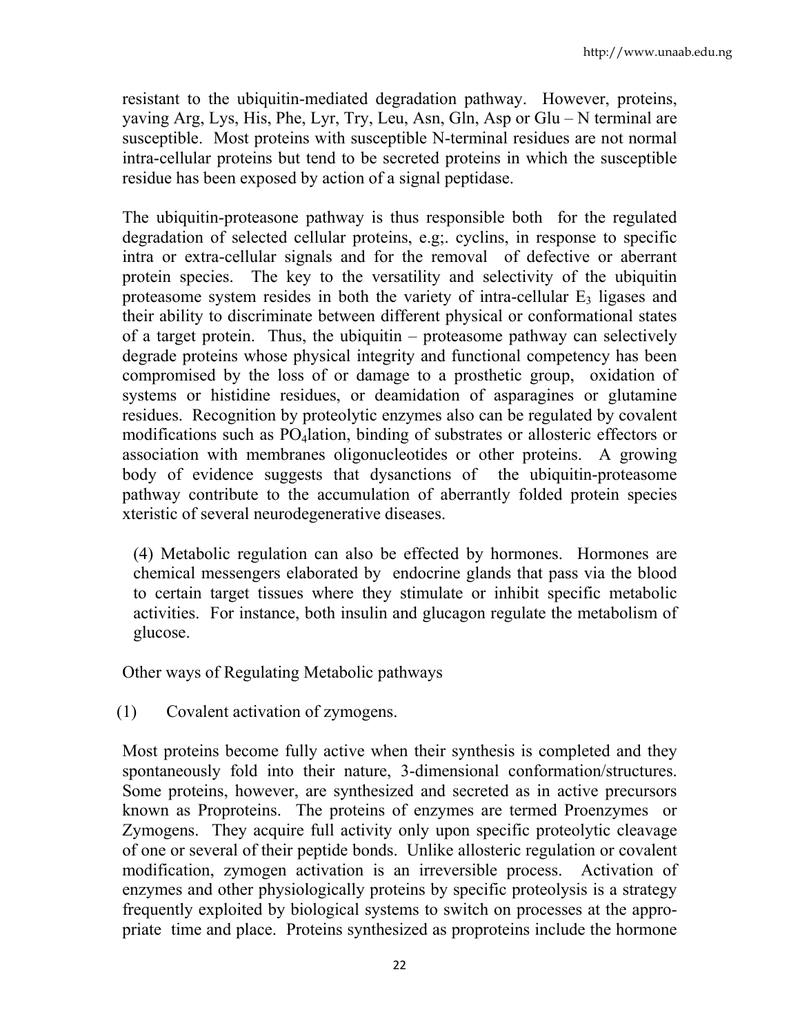resistant to the ubiquitin-mediated degradation pathway. However, proteins, yaving Arg, Lys, His, Phe, Lyr, Try, Leu, Asn, Gln, Asp or Glu – N terminal are susceptible. Most proteins with susceptible N-terminal residues are not normal intra-cellular proteins but tend to be secreted proteins in which the susceptible residue has been exposed by action of a signal peptidase.

The ubiquitin-proteasone pathway is thus responsible both for the regulated degradation of selected cellular proteins, e.g;. cyclins, in response to specific intra or extra-cellular signals and for the removal of defective or aberrant protein species. The key to the versatility and selectivity of the ubiquitin proteasome system resides in both the variety of intra-cellular $E_3$ ligases and their ability to discriminate between different physical or conformational states of a target protein. Thus, the ubiquitin – proteasome pathway can selectively degrade proteins whose physical integrity and functional competency has been compromised by the loss of or damage to a prosthetic group, oxidation of systems or histidine residues, or deamidation of asparagines or glutamine residues. Recognition by proteolytic enzymes also can be regulated by covalent modifications such as $PO_4$lation, binding of substrates or allosteric effectors or association with membranes oligonucleotides or other proteins. A growing body of evidence suggests that dysanctions of the ubiquitin-proteasome pathway contribute to the accumulation of aberrantly folded protein species xteristic of several neurodegenerative diseases.

(4) Metabolic regulation can also be effected by hormones. Hormones are chemical messengers elaborated by endocrine glands that pass via the blood to certain target tissues where they stimulate or inhibit specific metabolic activities. For instance, both insulin and glucagon regulate the metabolism of glucose.

Other ways of Regulating Metabolic pathways

(1) Covalent activation of zymogens.

Most proteins become fully active when their synthesis is completed and they spontaneously fold into their nature, 3-dimensional conformation/structures. Some proteins, however, are synthesized and secreted as in active precursors known as Proproteins. The proteins of enzymes are termed Proenzymes or Zymogens. They acquire full activity only upon specific proteolytic cleavage of one or several of their peptide bonds. Unlike allosteric regulation or covalent modification, zymogen activation is an irreversible process. Activation of enzymes and other physiologically proteins by specific proteolysis is a strategy frequently exploited by biological systems to switch on processes at the appropriate time and place. Proteins synthesized as proproteins include the hormone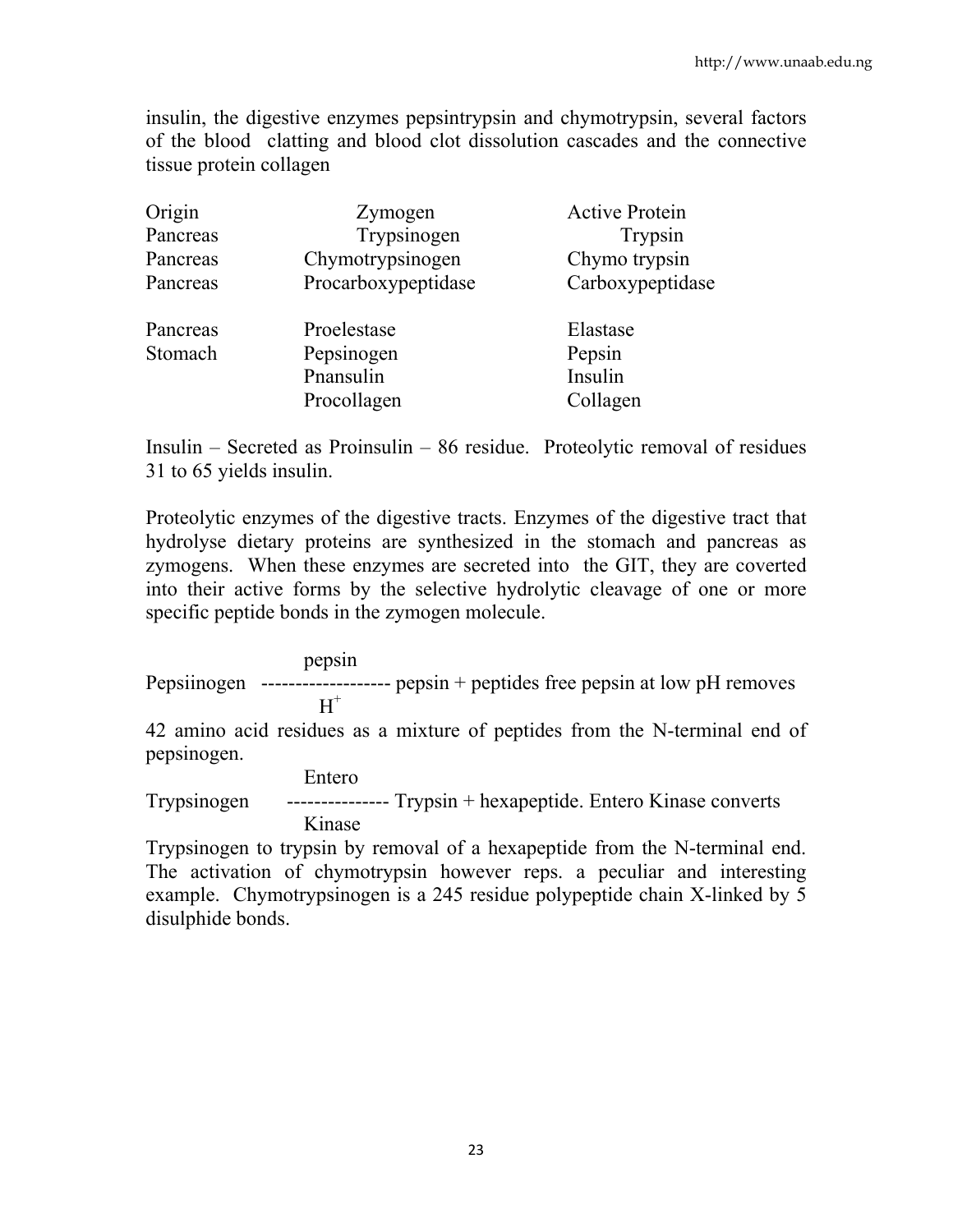insulin, the digestive enzymes pepsintrypsin and chymotrypsin, several factors of the blood clatting and blood clot dissolution cascades and the connective tissue protein collagen

| Origin | Zymogen | Active Protein |
|---|---|---|
| Pancreas | Trypsinogen | Trypsin |
| Pancreas | Chymotrypsinogen | Chymo trypsin |
| Pancreas | Procarboxypeptidase | Carboxypeptidase |
| Pancreas | Proelestase | Elastase |
| Stomach | Pepsinogen | Pepsin |
| | Pnansulin | Insulin |
| | Procollagen | Collagen |

Insulin – Secreted as Proinsulin – 86 residue. Proteolytic removal of residues 31 to 65 yields insulin.

Proteolytic enzymes of the digestive tracts. Enzymes of the digestive tract that hydrolyse dietary proteins are synthesized in the stomach and pancreas as zymogens. When these enzymes are secreted into the GIT, they are coverted into their active forms by the selective hydrolytic cleavage of one or more specific peptide bonds in the zymogen molecule.

$$\text{Pepsiinogen} \xrightarrow[H^{+}]{\text{pepsin}} \text{pepsin + peptides}$$

free pepsin at low pH removes 42 amino acid residues as a mixture of peptides from the N-terminal end of pepsinogen.

$$\text{Trypsinogen} \xrightarrow[\text{Kinase}]{\text{Entero}} \text{Trypsin + hexapeptide}$$

Entero Kinase converts Trypsinogen to trypsin by removal of a hexapeptide from the N-terminal end. The activation of chymotrypsin however reps. a peculiar and interesting example. Chymotrypsinogen is a 245 residue polypeptide chain X-linked by 5 disulphide bonds.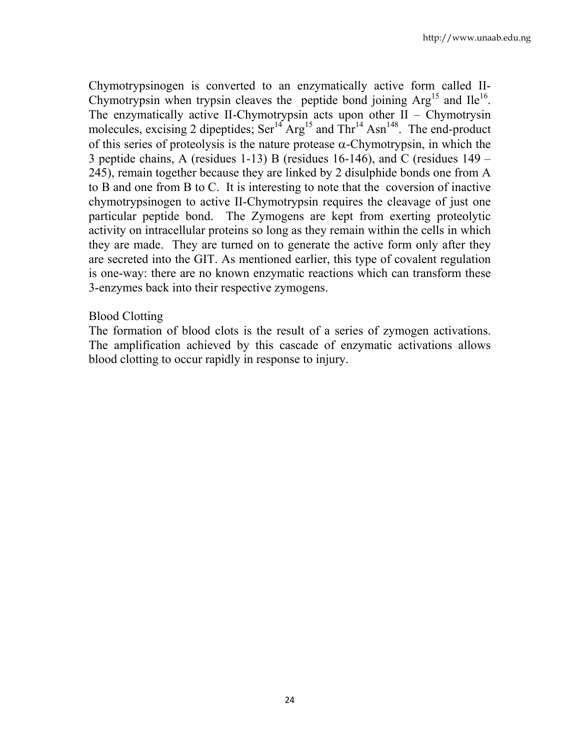Chymotrypsinogen is converted to an enzymatically active form called II-Chymotrypsin when trypsin cleaves the peptide bond joining $Arg^{15}$ and $Ile^{16}$. The enzymatically active II-Chymotrypsin acts upon other II – Chymotrysin molecules, excising 2 dipeptides; $Ser^{14}$ $Arg^{15}$ and $Thr^{14}$ $Asn^{148}$. The end-product of this series of proteolysis is the nature protease $\alpha$-Chymotrypsin, in which the 3 peptide chains, A (residues 1-13) B (residues 16-146), and C (residues 149 – 245), remain together because they are linked by 2 disulphide bonds one from A to B and one from B to C. It is interesting to note that the coversion of inactive chymotrypsinogen to active II-Chymotrypsin requires the cleavage of just one particular peptide bond. The Zymogens are kept from exerting proteolytic activity on intracellular proteins so long as they remain within the cells in which they are made. They are turned on to generate the active form only after they are secreted into the GIT. As mentioned earlier, this type of covalent regulation is one-way: there are no known enzymatic reactions which can transform these 3-enzymes back into their respective zymogens.

Blood Clotting

The formation of blood clots is the result of a series of zymogen activations. The amplification achieved by this cascade of enzymatic activations allows blood clotting to occur rapidly in response to injury.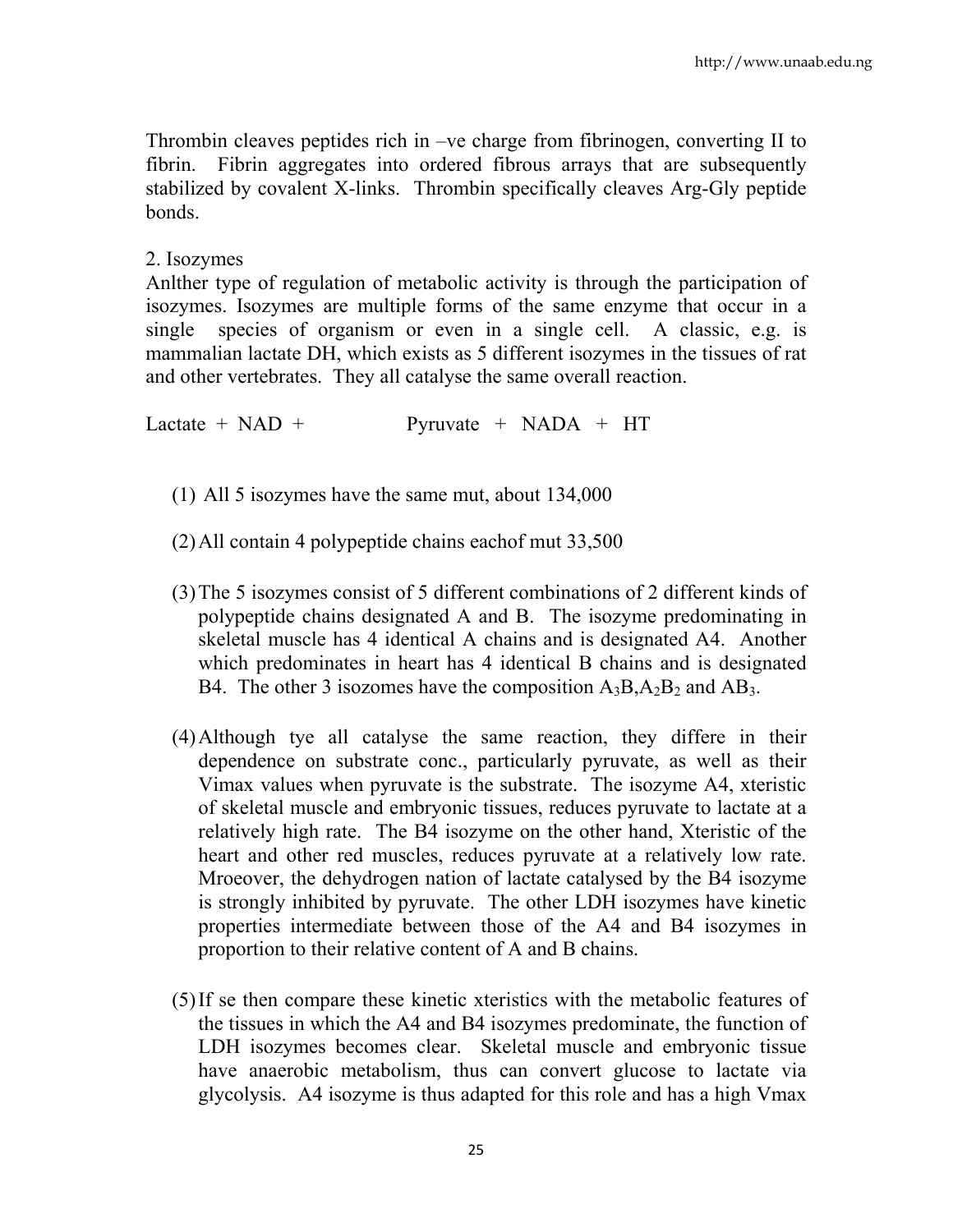Thrombin cleaves peptides rich in –ve charge from fibrinogen, converting II to fibrin. Fibrin aggregates into ordered fibrous arrays that are subsequently stabilized by covalent X-links. Thrombin specifically cleaves Arg-Gly peptide bonds.

2. Isozymes

Anlther type of regulation of metabolic activity is through the participation of isozymes. Isozymes are multiple forms of the same enzyme that occur in a single species of organism or even in a single cell. A classic, e.g. is mammalian lactate DH, which exists as 5 different isozymes in the tissues of rat and other vertebrates. They all catalyse the same overall reaction.

Lactate + NAD + Pyruvate + NADA + HT

(1) All 5 isozymes have the same mut, about 134,000

(2) All contain 4 polypeptide chains eachof mut 33,500

(3) The 5 isozymes consist of 5 different combinations of 2 different kinds of polypeptide chains designated A and B. The isozyme predominating in skeletal muscle has 4 identical A chains and is designated A4. Another which predominates in heart has 4 identical B chains and is designated B4. The other 3 isozomes have the composition $A_3B$,$A_2B_2$ and $AB_3$.

(4) Although tye all catalyse the same reaction, they differe in their dependence on substrate conc., particularly pyruvate, as well as their Vimax values when pyruvate is the substrate. The isozyme A4, xteristic of skeletal muscle and embryonic tissues, reduces pyruvate to lactate at a relatively high rate. The B4 isozyme on the other hand, Xteristic of the heart and other red muscles, reduces pyruvate at a relatively low rate. Mroeover, the dehydrogen nation of lactate catalysed by the B4 isozyme is strongly inhibited by pyruvate. The other LDH isozymes have kinetic properties intermediate between those of the A4 and B4 isozymes in proportion to their relative content of A and B chains.

(5) If se then compare these kinetic xteristics with the metabolic features of the tissues in which the A4 and B4 isozymes predominate, the function of LDH isozymes becomes clear. Skeletal muscle and embryonic tissue have anaerobic metabolism, thus can convert glucose to lactate via glycolysis. A4 isozyme is thus adapted for this role and has a high Vmax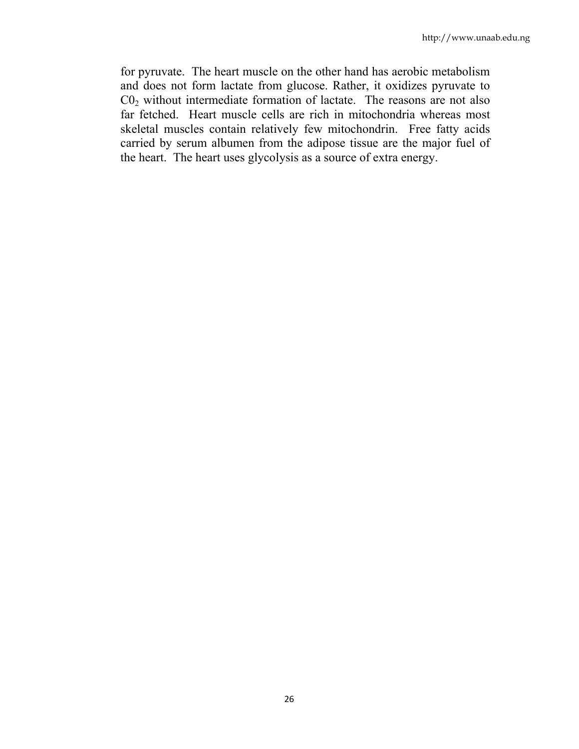for pyruvate. The heart muscle on the other hand has aerobic metabolism and does not form lactate from glucose. Rather, it oxidizes pyruvate to $C0_2$ without intermediate formation of lactate. The reasons are not also far fetched. Heart muscle cells are rich in mitochondria whereas most skeletal muscles contain relatively few mitochondrin. Free fatty acids carried by serum albumen from the adipose tissue are the major fuel of the heart. The heart uses glycolysis as a source of extra energy.